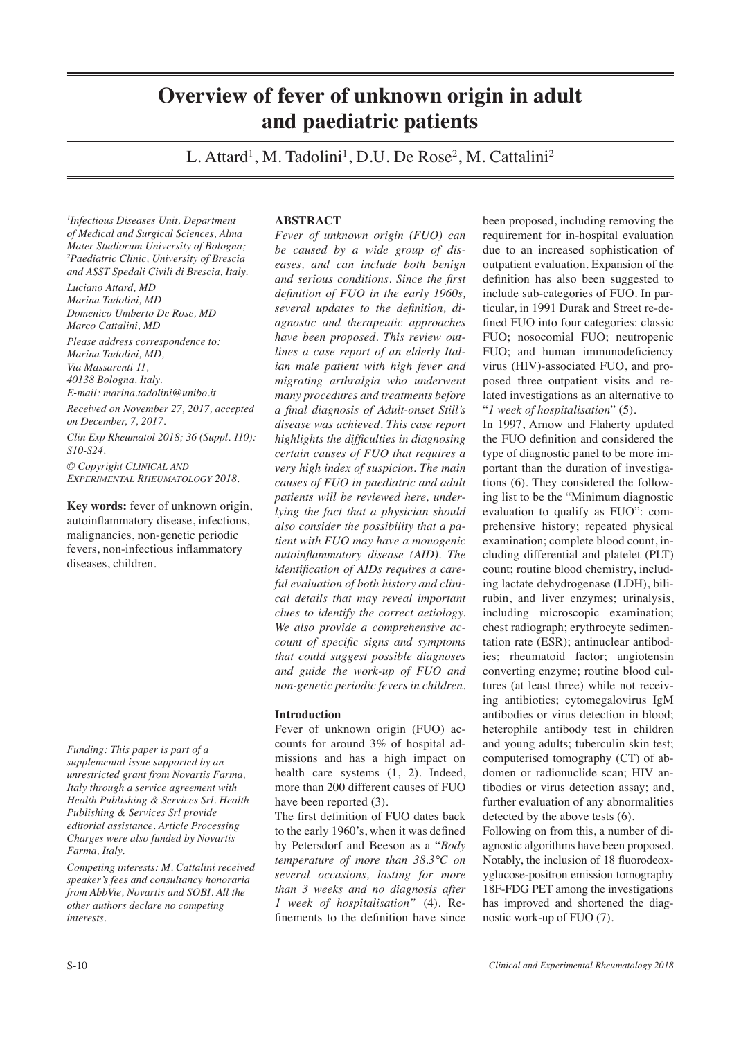# Overview of fever of unknown origin in adult and paediatric patients

L. Attard[1], M. Tadolini[1], D.U. De Rose[2], M. Cattalini[2]

*[1]Infectious Diseases Unit, Department of Medical and Surgical Sciences, Alma Mater Studiorum University of Bologna; [2]Paediatric Clinic, University of Brescia and ASST Spedali Civili di Brescia, Italy.*

*Luciano Attard, MD*
*Marina Tadolini, MD*
*Domenico Umberto De Rose, MD*
*Marco Cattalini, MD*

*Please address correspondence to: Marina Tadolini, MD, Via Massarenti 11, 40138 Bologna, Italy. E-mail: marina.tadolini@unibo.it*

*Received on November 27, 2017, accepted on December, 7, 2017.*

*Clin Exp Rheumatol 2018; 36 (Suppl. 110): S10-S24.*

*© Copyright CLINICAL AND EXPERIMENTAL RHEUMATOLOGY 2018.*

**Key words:** fever of unknown origin, autoinflammatory disease, infections, malignancies, non-genetic periodic fevers, non-infectious inflammatory diseases, children.

*Funding: This paper is part of a supplemental issue supported by an unrestricted grant from Novartis Farma, Italy through a service agreement with Health Publishing & Services Srl. Health Publishing & Services Srl provide editorial assistance. Article Processing Charges were also funded by Novartis Farma, Italy.*

*Competing interests: M. Cattalini received speaker's fees and consultancy honoraria from AbbVie, Novartis and SOBI. All the other authors declare no competing interests.*

## ABSTRACT

*Fever of unknown origin (FUO) can be caused by a wide group of diseases, and can include both benign and serious conditions. Since the first definition of FUO in the early 1960s, several updates to the definition, diagnostic and therapeutic approaches have been proposed. This review outlines a case report of an elderly Italian male patient with high fever and migrating arthralgia who underwent many procedures and treatments before a final diagnosis of Adult-onset Still's disease was achieved. This case report highlights the difficulties in diagnosing certain causes of FUO that requires a very high index of suspicion. The main causes of FUO in paediatric and adult patients will be reviewed here, underlying the fact that a physician should also consider the possibility that a patient with FUO may have a monogenic autoinflammatory disease (AID). The identification of AIDs requires a careful evaluation of both history and clinical details that may reveal important clues to identify the correct aetiology. We also provide a comprehensive account of specific signs and symptoms that could suggest possible diagnoses and guide the work-up of FUO and non-genetic periodic fevers in children.*

## Introduction

Fever of unknown origin (FUO) accounts for around 3% of hospital admissions and has a high impact on health care systems (1, 2). Indeed, more than 200 different causes of FUO have been reported (3).

The first definition of FUO dates back to the early 1960's, when it was defined by Petersdorf and Beeson as a "*Body temperature of more than 38.3°C on several occasions, lasting for more than 3 weeks and no diagnosis after 1 week of hospitalisation*" (4). Refinements to the definition have since been proposed, including removing the requirement for in-hospital evaluation due to an increased sophistication of outpatient evaluation. Expansion of the definition has also been suggested to include sub-categories of FUO. In particular, in 1991 Durak and Street re-defined FUO into four categories: classic FUO; nosocomial FUO; neutropenic FUO; and human immunodeficiency virus (HIV)-associated FUO, and proposed three outpatient visits and related investigations as an alternative to "*1 week of hospitalisation*" (5).

In 1997, Arnow and Flaherty updated the FUO definition and considered the type of diagnostic panel to be more important than the duration of investigations (6). They considered the following list to be the "Minimum diagnostic evaluation to qualify as FUO": comprehensive history; repeated physical examination; complete blood count, including differential and platelet (PLT) count; routine blood chemistry, including lactate dehydrogenase (LDH), bilirubin, and liver enzymes; urinalysis, including microscopic examination; chest radiograph; erythrocyte sedimentation rate (ESR); antinuclear antibodies; rheumatoid factor; angiotensin converting enzyme; routine blood cultures (at least three) while not receiving antibiotics; cytomegalovirus IgM antibodies or virus detection in blood; heterophile antibody test in children and young adults; tuberculin skin test; computerised tomography (CT) of abdomen or radionuclide scan; HIV antibodies or virus detection assay; and, further evaluation of any abnormalities detected by the above tests (6).

Following on from this, a number of diagnostic algorithms have been proposed. Notably, the inclusion of 18 fluorodeoxyglucose-positron emission tomography 18F-FDG PET among the investigations has improved and shortened the diagnostic work-up of FUO (7).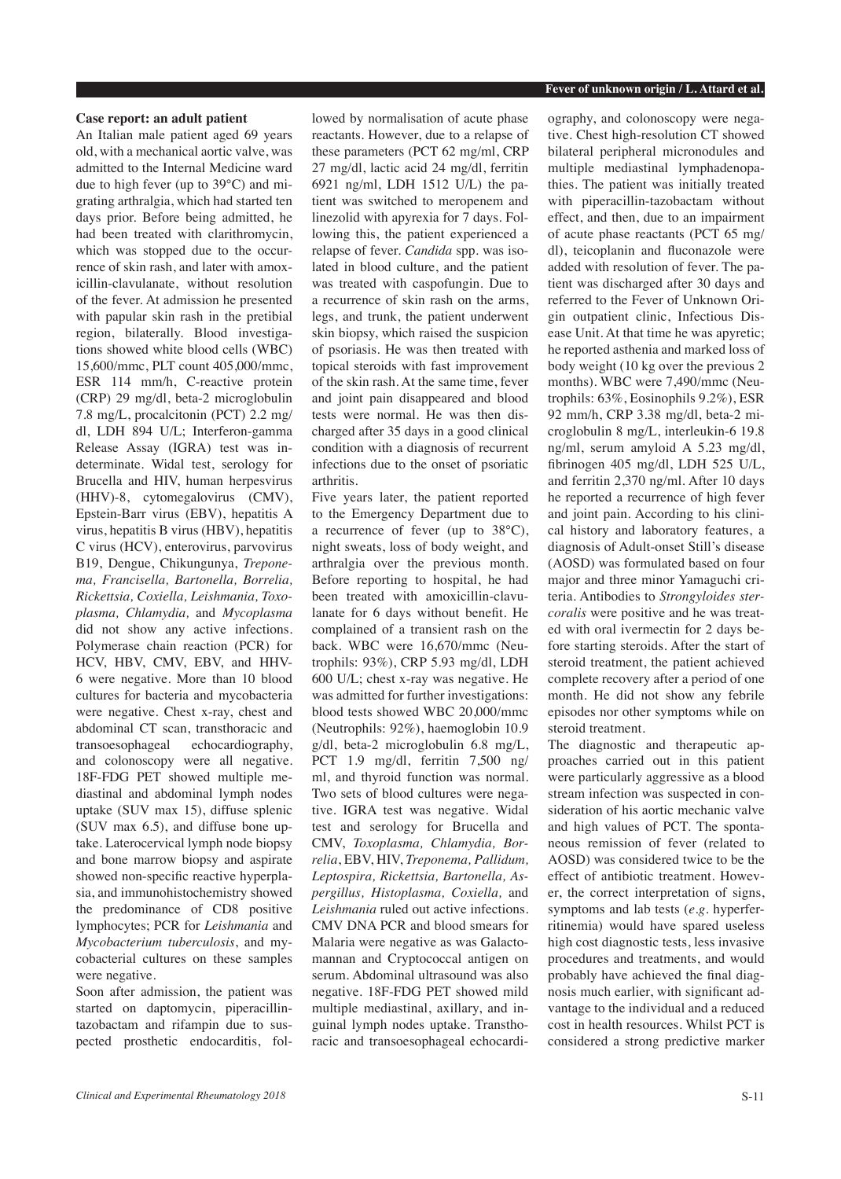**Case report: an adult patient**

An Italian male patient aged 69 years old, with a mechanical aortic valve, was admitted to the Internal Medicine ward due to high fever (up to 39°C) and migrating arthralgia, which had started ten days prior. Before being admitted, he had been treated with clarithromycin, which was stopped due to the occurrence of skin rash, and later with amoxicillin-clavulanate, without resolution of the fever. At admission he presented with papular skin rash in the pretibial region, bilaterally. Blood investigations showed white blood cells (WBC) 15,600/mmc, PLT count 405,000/mmc, ESR 114 mm/h, C-reactive protein (CRP) 29 mg/dl, beta-2 microglobulin 7.8 mg/L, procalcitonin (PCT) 2.2 mg/dl, LDH 894 U/L; Interferon-gamma Release Assay (IGRA) test was indeterminate. Widal test, serology for Brucella and HIV, human herpesvirus (HHV)-8, cytomegalovirus (CMV), Epstein-Barr virus (EBV), hepatitis A virus, hepatitis B virus (HBV), hepatitis C virus (HCV), enterovirus, parvovirus B19, Dengue, Chikungunya, *Treponema, Francisella, Bartonella, Borrelia, Rickettsia, Coxiella, Leishmania, Toxoplasma, Chlamydia,* and *Mycoplasma* did not show any active infections. Polymerase chain reaction (PCR) for HCV, HBV, CMV, EBV, and HHV-6 were negative. More than 10 blood cultures for bacteria and mycobacteria were negative. Chest x-ray, chest and abdominal CT scan, transthoracic and transoesophageal echocardiography, and colonoscopy were all negative. 18F-FDG PET showed multiple mediastinal and abdominal lymph nodes uptake (SUV max 15), diffuse splenic (SUV max 6.5), and diffuse bone uptake. Laterocervical lymph node biopsy and bone marrow biopsy and aspirate showed non-specific reactive hyperplasia, and immunohistochemistry showed the predominance of CD8 positive lymphocytes; PCR for *Leishmania* and *Mycobacterium tuberculosis*, and mycobacterial cultures on these samples were negative.

Soon after admission, the patient was started on daptomycin, piperacillin-tazobactam and rifampin due to suspected prosthetic endocarditis, followed by normalisation of acute phase reactants. However, due to a relapse of these parameters (PCT 62 mg/ml, CRP 27 mg/dl, lactic acid 24 mg/dl, ferritin 6921 ng/ml, LDH 1512 U/L) the patient was switched to meropenem and linezolid with apyrexia for 7 days. Following this, the patient experienced a relapse of fever. *Candida* spp. was isolated in blood culture, and the patient was treated with caspofungin. Due to a recurrence of skin rash on the arms, legs, and trunk, the patient underwent skin biopsy, which raised the suspicion of psoriasis. He was then treated with topical steroids with fast improvement of the skin rash. At the same time, fever and joint pain disappeared and blood tests were normal. He was then discharged after 35 days in a good clinical condition with a diagnosis of recurrent infections due to the onset of psoriatic arthritis.

Five years later, the patient reported to the Emergency Department due to a recurrence of fever (up to 38°C), night sweats, loss of body weight, and arthralgia over the previous month. Before reporting to hospital, he had been treated with amoxicillin-clavulanate for 6 days without benefit. He complained of a transient rash on the back. WBC were 16,670/mmc (Neutrophils: 93%), CRP 5.93 mg/dl, LDH 600 U/L; chest x-ray was negative. He was admitted for further investigations: blood tests showed WBC 20,000/mmc (Neutrophils: 92%), haemoglobin 10.9 g/dl, beta-2 microglobulin 6.8 mg/L, PCT 1.9 mg/dl, ferritin 7,500 ng/ml, and thyroid function was normal. Two sets of blood cultures were negative. IGRA test was negative. Widal test and serology for Brucella and CMV, *Toxoplasma, Chlamydia, Borrelia*, EBV, HIV, *Treponema, Pallidum, Leptospira, Rickettsia, Bartonella, Aspergillus, Histoplasma, Coxiella,* and *Leishmania* ruled out active infections. CMV DNA PCR and blood smears for Malaria were negative as was Galactomannan and Cryptococcal antigen on serum. Abdominal ultrasound was also negative. 18F-FDG PET showed mild multiple mediastinal, axillary, and inguinal lymph nodes uptake. Transthoracic and transoesophageal echocardiography, and colonoscopy were negative. Chest high-resolution CT showed bilateral peripheral micronodules and multiple mediastinal lymphadenopathies. The patient was initially treated with piperacillin-tazobactam without effect, and then, due to an impairment of acute phase reactants (PCT 65 mg/dl), teicoplanin and fluconazole were added with resolution of fever. The patient was discharged after 30 days and referred to the Fever of Unknown Origin outpatient clinic, Infectious Disease Unit. At that time he was apyretic; he reported asthenia and marked loss of body weight (10 kg over the previous 2 months). WBC were 7,490/mmc (Neutrophils: 63%, Eosinophils 9.2%), ESR 92 mm/h, CRP 3.38 mg/dl, beta-2 microglobulin 8 mg/L, interleukin-6 19.8 ng/ml, serum amyloid A 5.23 mg/dl, fibrinogen 405 mg/dl, LDH 525 U/L, and ferritin 2,370 ng/ml. After 10 days he reported a recurrence of high fever and joint pain. According to his clinical history and laboratory features, a diagnosis of Adult-onset Still's disease (AOSD) was formulated based on four major and three minor Yamaguchi criteria. Antibodies to *Strongyloides stercoralis* were positive and he was treated with oral ivermectin for 2 days before starting steroids. After the start of steroid treatment, the patient achieved complete recovery after a period of one month. He did not show any febrile episodes nor other symptoms while on steroid treatment.

The diagnostic and therapeutic approaches carried out in this patient were particularly aggressive as a blood stream infection was suspected in consideration of his aortic mechanic valve and high values of PCT. The spontaneous remission of fever (related to AOSD) was considered twice to be the effect of antibiotic treatment. However, the correct interpretation of signs, symptoms and lab tests (*e.g.* hyperferritinemia) would have spared useless high cost diagnostic tests, less invasive procedures and treatments, and would probably have achieved the final diagnosis much earlier, with significant advantage to the individual and a reduced cost in health resources. Whilst PCT is considered a strong predictive marker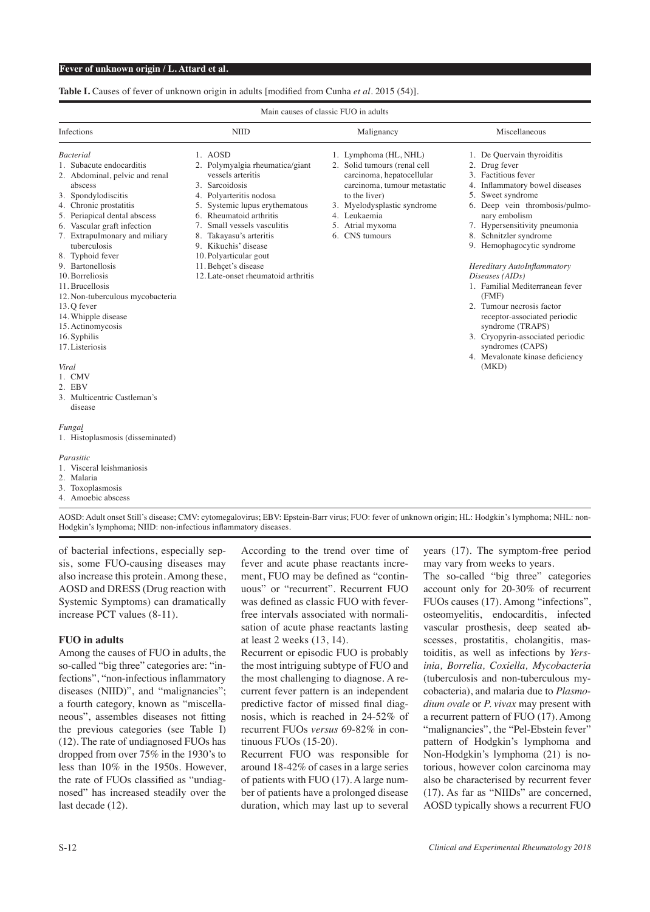**Table I.** Causes of fever of unknown origin in adults [modified from Cunha *et al*. 2015 (54)].

| Main causes of classic FUO in adults | | | |
|---|---|---|---|
| Infections | NIID | Malignancy | Miscellaneous |
| *Bacterial*<br>1. Subacute endocarditis<br>2. Abdominal, pelvic and renal abscess<br>3. Spondylodiscitis<br>4. Chronic prostatitis<br>5. Periapical dental abscess<br>6. Vascular graft infection<br>7. Extrapulmonary and miliary tuberculosis<br>8. Typhoid fever<br>9. Bartonellosis<br>10. Borreliosis<br>11. Brucellosis<br>12. Non-tuberculous mycobacteria<br>13. Q fever<br>14. Whipple disease<br>15. Actinomycosis<br>16. Syphilis<br>17. Listeriosis<br><br>*Viral*<br>1. CMV<br>2. EBV<br>3. Multicentric Castleman's disease<br><br>*Fungal*<br>1. Histoplasmosis (disseminated)<br><br>*Parasitic*<br>1. Visceral leishmaniosis<br>2. Malaria<br>3. Toxoplasmosis<br>4. Amoebic abscess | 1. AOSD<br>2. Polymyalgia rheumatica/giant vessels arteritis<br>3. Sarcoidosis<br>4. Polyarteritis nodosa<br>5. Systemic lupus erythematous<br>6. Rheumatoid arthritis<br>7. Small vessels vasculitis<br>8. Takayasu's arteritis<br>9. Kikuchis' disease<br>10. Polyarticular gout<br>11. Behçet's disease<br>12. Late-onset rheumatoid arthritis | 1. Lymphoma (HL, NHL)<br>2. Solid tumours (renal cell carcinoma, hepatocellular carcinoma, tumour metastatic to the liver)<br>3. Myelodysplastic syndrome<br>4. Leukaemia<br>5. Atrial myxoma<br>6. CNS tumours | 1. De Quervain thyroiditis<br>2. Drug fever<br>3. Factitious fever<br>4. Inflammatory bowel diseases<br>5. Sweet syndrome<br>6. Deep vein thrombosis/pulmonary embolism<br>7. Hypersensitivity pneumonia<br>8. Schnitzler syndrome<br>9. Hemophagocytic syndrome<br><br>*Hereditary AutoInflammatory Diseases (AIDs)*<br>1. Familial Mediterranean fever (FMF)<br>2. Tumour necrosis factor receptor-associated periodic syndrome (TRAPS)<br>3. Cryopyrin-associated periodic syndromes (CAPS)<br>4. Mevalonate kinase deficiency (MKD) |

AOSD: Adult onset Still's disease; CMV: cytomegalovirus; EBV: Epstein-Barr virus; FUO: fever of unknown origin; HL: Hodgkin's lymphoma; NHL: non-Hodgkin's lymphoma; NIID: non-infectious inflammatory diseases.

of bacterial infections, especially sepsis, some FUO-causing diseases may also increase this protein. Among these, AOSD and DRESS (Drug reaction with Systemic Symptoms) can dramatically increase PCT values (8-11).

## FUO in adults

Among the causes of FUO in adults, the so-called "big three" categories are: "infections", "non-infectious inflammatory diseases (NIID)", and "malignancies"; a fourth category, known as "miscellaneous", assembles diseases not fitting the previous categories (see Table I) (12). The rate of undiagnosed FUOs has dropped from over 75% in the 1930's to less than 10% in the 1950s. However, the rate of FUOs classified as "undiagnosed" has increased steadily over the last decade (12).

According to the trend over time of fever and acute phase reactants increment, FUO may be defined as "continuous" or "recurrent". Recurrent FUO was defined as classic FUO with fever-free intervals associated with normalisation of acute phase reactants lasting at least 2 weeks (13, 14).

Recurrent or episodic FUO is probably the most intriguing subtype of FUO and the most challenging to diagnose. A recurrent fever pattern is an independent predictive factor of missed final diagnosis, which is reached in 24-52% of recurrent FUOs *versus* 69-82% in continuous FUOs (15-20).

Recurrent FUO was responsible for around 18-42% of cases in a large series of patients with FUO (17). A large number of patients have a prolonged disease duration, which may last up to several years (17). The symptom-free period may vary from weeks to years.

The so-called "big three" categories account only for 20-30% of recurrent FUOs causes (17). Among "infections", osteomyelitis, endocarditis, infected vascular prosthesis, deep seated abscesses, prostatitis, cholangitis, mastoiditis, as well as infections by *Yersinia, Borrelia, Coxiella, Mycobacteria* (tuberculosis and non-tuberculous mycobacteria), and malaria due to *Plasmodium ovale* or *P. vivax* may present with a recurrent pattern of FUO (17). Among "malignancies", the "Pel-Ebstein fever" pattern of Hodgkin's lymphoma and Non-Hodgkin's lymphoma (21) is notorious, however colon carcinoma may also be characterised by recurrent fever (17). As far as "NIIDs" are concerned, AOSD typically shows a recurrent FUO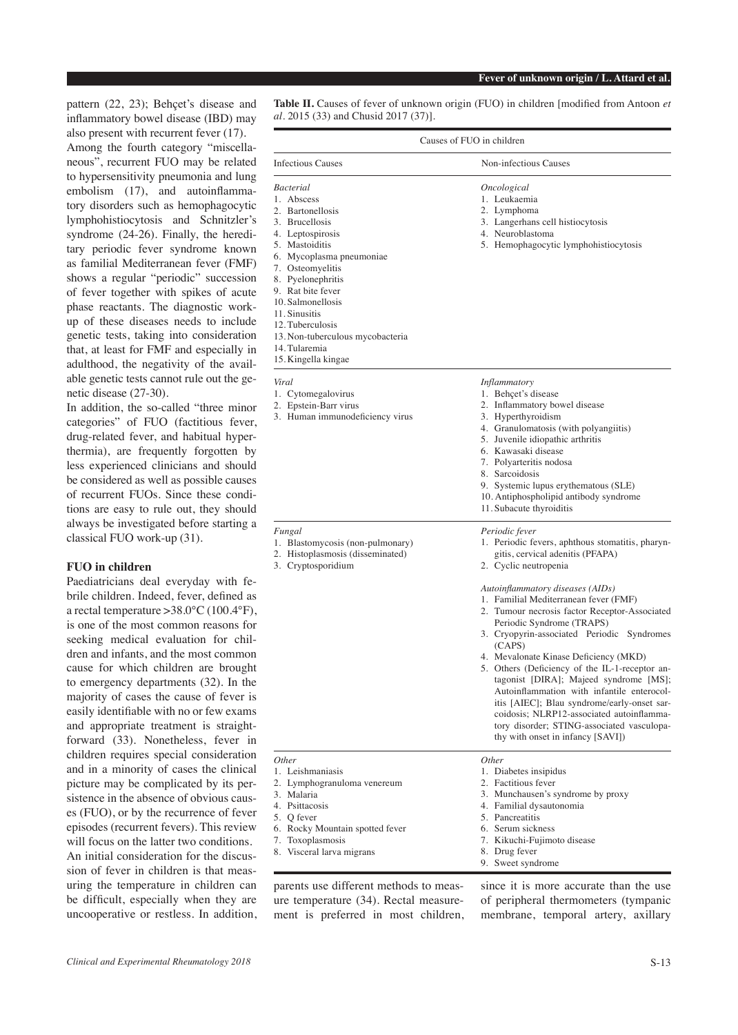pattern (22, 23); Behçet's disease and inflammatory bowel disease (IBD) may also present with recurrent fever (17).

Among the fourth category "miscellaneous", recurrent FUO may be related to hypersensitivity pneumonia and lung embolism (17), and autoinflammatory disorders such as hemophagocytic lymphohistiocytosis and Schnitzler's syndrome (24-26). Finally, the hereditary periodic fever syndrome known as familial Mediterranean fever (FMF) shows a regular "periodic" succession of fever together with spikes of acute phase reactants. The diagnostic workup of these diseases needs to include genetic tests, taking into consideration that, at least for FMF and especially in adulthood, the negativity of the available genetic tests cannot rule out the genetic disease (27-30).

In addition, the so-called "three minor categories" of FUO (factitious fever, drug-related fever, and habitual hyperthermia), are frequently forgotten by less experienced clinicians and should be considered as well as possible causes of recurrent FUOs. Since these conditions are easy to rule out, they should always be investigated before starting a classical FUO work-up (31).

**Table II.** Causes of fever of unknown origin (FUO) in children [modified from Antoon *et al*. 2015 (33) and Chusid 2017 (37)].

| Causes of FUO in children | |
|---|---|
| Infectious Causes | Non-infectious Causes |
| *Bacterial*<br>1. Abscess<br>2. Bartonellosis<br>3. Brucellosis<br>4. Leptospirosis<br>5. Mastoiditis<br>6. Mycoplasma pneumoniae<br>7. Osteomyelitis<br>8. Pyelonephritis<br>9. Rat bite fever<br>10. Salmonellosis<br>11. Sinusitis<br>12. Tuberculosis<br>13. Non-tuberculous mycobacteria<br>14. Tularemia<br>15. Kingella kingae | *Oncological*<br>1. Leukaemia<br>2. Lymphoma<br>3. Langerhans cell histiocytosis<br>4. Neuroblastoma<br>5. Hemophagocytic lymphohistiocytosis |
| *Viral*<br>1. Cytomegalovirus<br>2. Epstein-Barr virus<br>3. Human immunodeficiency virus | *Inflammatory*<br>1. Behçet's disease<br>2. Inflammatory bowel disease<br>3. Hyperthyroidism<br>4. Granulomatosis (with polyangiitis)<br>5. Juvenile idiopathic arthritis<br>6. Kawasaki disease<br>7. Polyarteritis nodosa<br>8. Sarcoidosis<br>9. Systemic lupus erythematous (SLE)<br>10. Antiphospholipid antibody syndrome<br>11. Subacute thyroiditis |
| *Fungal*<br>1. Blastomycosis (non-pulmonary)<br>2. Histoplasmosis (disseminated)<br>3. Cryptosporidium | *Periodic fever*<br>1. Periodic fevers, aphthous stomatitis, pharyngitis, cervical adenitis (PFAPA)<br>2. Cyclic neutropenia<br><br>*Autoinflammatory diseases (AIDs)*<br>1. Familial Mediterranean fever (FMF)<br>2. Tumour necrosis factor Receptor-Associated Periodic Syndrome (TRAPS)<br>3. Cryopyrin-associated Periodic Syndromes (CAPS)<br>4. Mevalonate Kinase Deficiency (MKD)<br>5. Others (Deficiency of the IL-1-receptor antagonist [DIRA]; Majeed syndrome [MS]; Autoinflammation with infantile enterocolitis [AIEC]; Blau syndrome/early-onset sarcoidosis; NLRP12-associated autoinflammatory disorder; STING-associated vasculopathy with onset in infancy [SAVI]) |
| *Other*<br>1. Leishmaniasis<br>2. Lymphogranuloma venereum<br>3. Malaria<br>4. Psittacosis<br>5. Q fever<br>6. Rocky Mountain spotted fever<br>7. Toxoplasmosis<br>8. Visceral larva migrans | *Other*<br>1. Diabetes insipidus<br>2. Factitious fever<br>3. Munchausen's syndrome by proxy<br>4. Familial dysautonomia<br>5. Pancreatitis<br>6. Serum sickness<br>7. Kikuchi-Fujimoto disease<br>8. Drug fever<br>9. Sweet syndrome |

## FUO in children

Paediatricians deal everyday with febrile children. Indeed, fever, defined as a rectal temperature >38.0°C (100.4°F), is one of the most common reasons for seeking medical evaluation for children and infants, and the most common cause for which children are brought to emergency departments (32). In the majority of cases the cause of fever is easily identifiable with no or few exams and appropriate treatment is straightforward (33). Nonetheless, fever in children requires special consideration and in a minority of cases the clinical picture may be complicated by its persistence in the absence of obvious causes (FUO), or by the recurrence of fever episodes (recurrent fevers). This review will focus on the latter two conditions.

An initial consideration for the discussion of fever in children is that measuring the temperature in children can be difficult, especially when they are uncooperative or restless. In addition, parents use different methods to measure temperature (34). Rectal measurement is preferred in most children, since it is more accurate than the use of peripheral thermometers (tympanic membrane, temporal artery, axillary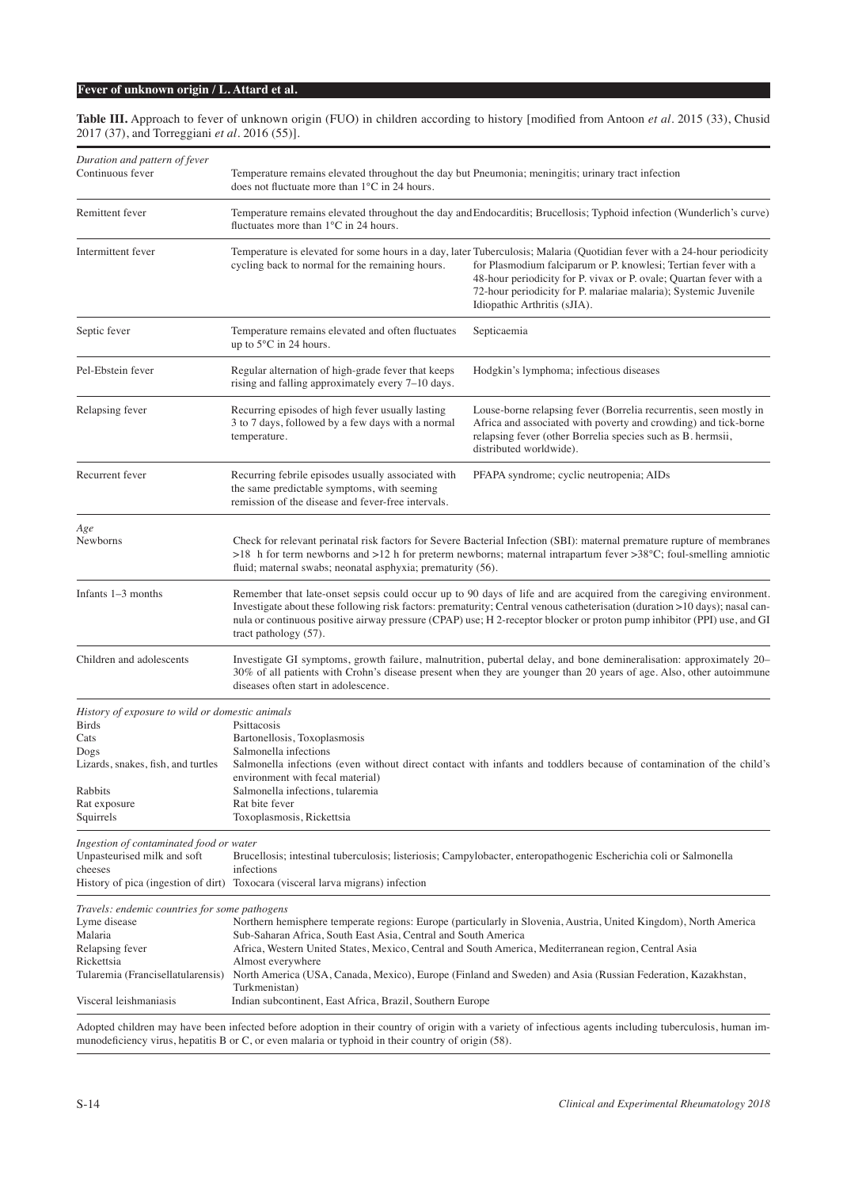**Table III.** Approach to fever of unknown origin (FUO) in children according to history [modified from Antoon *et al*. 2015 (33), Chusid 2017 (37), and Torreggiani *et al*. 2016 (55)].

| | | |
|---|---|---|
| ***Duration and pattern of fever*** | | |
| Continuous fever | Temperature remains elevated throughout the day but does not fluctuate more than 1°C in 24 hours. | Pneumonia; meningitis; urinary tract infection |
| Remittent fever | Temperature remains elevated throughout the day and fluctuates more than 1°C in 24 hours. | Endocarditis; Brucellosis; Typhoid infection (Wunderlich's curve) |
| Intermittent fever | Temperature is elevated for some hours in a day, later cycling back to normal for the remaining hours. | Tuberculosis; Malaria (Quotidian fever with a 24-hour periodicity for Plasmodium falciparum or P. knowlesi; Tertian fever with a 48-hour periodicity for P. vivax or P. ovale; Quartan fever with a 72-hour periodicity for P. malariae malaria); Systemic Juvenile Idiopathic Arthritis (sJIA). |
| Septic fever | Temperature remains elevated and often fluctuates up to 5°C in 24 hours. | Septicaemia |
| Pel-Ebstein fever | Regular alternation of high-grade fever that keeps rising and falling approximately every 7–10 days. | Hodgkin's lymphoma; infectious diseases |
| Relapsing fever | Recurring episodes of high fever usually lasting 3 to 7 days, followed by a few days with a normal temperature. | Louse-borne relapsing fever (Borrelia recurrentis, seen mostly in Africa and associated with poverty and crowding) and tick-borne relapsing fever (other Borrelia species such as B. hermsii, distributed worldwide). |
| Recurrent fever | Recurring febrile episodes usually associated with the same predictable symptoms, with seeming remission of the disease and fever-free intervals. | PFAPA syndrome; cyclic neutropenia; AIDs |
| ***Age*** | | |
| Newborns | Check for relevant perinatal risk factors for Severe Bacterial Infection (SBI): maternal premature rupture of membranes >18 h for term newborns and >12 h for preterm newborns; maternal intrapartum fever >38°C; foul-smelling amniotic fluid; maternal swabs; neonatal asphyxia; prematurity (56). | |
| Infants 1–3 months | Remember that late-onset sepsis could occur up to 90 days of life and are acquired from the caregiving environment. Investigate about these following risk factors: prematurity; Central venous catheterisation (duration >10 days); nasal cannula or continuous positive airway pressure (CPAP) use; H 2-receptor blocker or proton pump inhibitor (PPI) use, and GI tract pathology (57). | |
| Children and adolescents | Investigate GI symptoms, growth failure, malnutrition, pubertal delay, and bone demineralisation: approximately 20–30% of all patients with Crohn's disease present when they are younger than 20 years of age. Also, other autoimmune diseases often start in adolescence. | |
| ***History of exposure to wild or domestic animals*** | | |
| Birds | Psittacosis | |
| Cats | Bartonellosis, Toxoplasmosis | |
| Dogs | Salmonella infections | |
| Lizards, snakes, fish, and turtles | Salmonella infections (even without direct contact with infants and toddlers because of contamination of the child's environment with fecal material) | |
| Rabbits | Salmonella infections, tularemia | |
| Rat exposure | Rat bite fever | |
| Squirrels | Toxoplasmosis, Rickettsia | |
| ***Ingestion of contaminated food or water*** | | |
| Unpasteurised milk and soft cheeses | Brucellosis; intestinal tuberculosis; listeriosis; Campylobacter, enteropathogenic Escherichia coli or Salmonella infections | |
| History of pica (ingestion of dirt) | Toxocara (visceral larva migrans) infection | |
| ***Travels: endemic countries for some pathogens*** | | |
| Lyme disease | Northern hemisphere temperate regions: Europe (particularly in Slovenia, Austria, United Kingdom), North America | |
| Malaria | Sub-Saharan Africa, South East Asia, Central and South America | |
| Relapsing fever | Africa, Western United States, Mexico, Central and South America, Mediterranean region, Central Asia | |
| Rickettsia | Almost everywhere | |
| Tularemia (Francisellatularensis) | North America (USA, Canada, Mexico), Europe (Finland and Sweden) and Asia (Russian Federation, Kazakhstan, Turkmenistan) | |
| Visceral leishmaniasis | Indian subcontinent, East Africa, Brazil, Southern Europe | |

Adopted children may have been infected before adoption in their country of origin with a variety of infectious agents including tuberculosis, human immunodeficiency virus, hepatitis B or C, or even malaria or typhoid in their country of origin (58).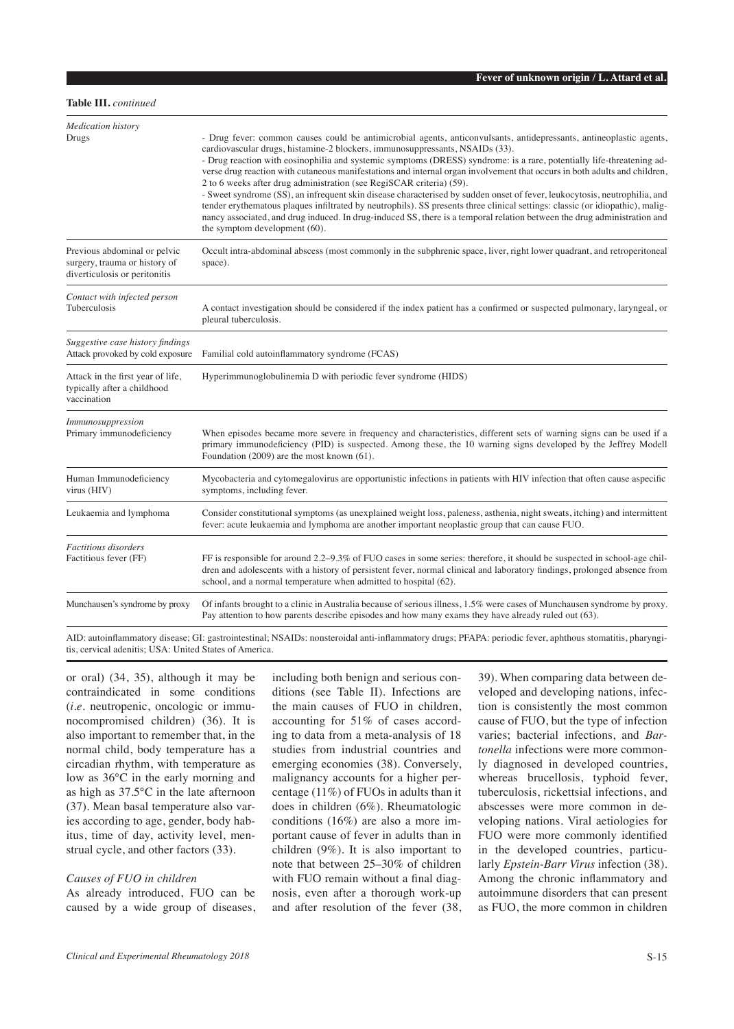**Table III.** *continued*

| | |
|---|---|
| *Medication history* | |
| Drugs | - Drug fever: common causes could be antimicrobial agents, anticonvulsants, antidepressants, antineoplastic agents, cardiovascular drugs, histamine-2 blockers, immunosuppressants, NSAIDs (33).<br>- Drug reaction with eosinophilia and systemic symptoms (DRESS) syndrome: is a rare, potentially life-threatening adverse drug reaction with cutaneous manifestations and internal organ involvement that occurs in both adults and children, 2 to 6 weeks after drug administration (see RegiSCAR criteria) (59).<br>- Sweet syndrome (SS), an infrequent skin disease characterised by sudden onset of fever, leukocytosis, neutrophilia, and tender erythematous plaques infiltrated by neutrophils). SS presents three clinical settings: classic (or idiopathic), malignancy associated, and drug induced. In drug-induced SS, there is a temporal relation between the drug administration and the symptom development (60). |
| Previous abdominal or pelvic surgery, trauma or history of diverticulosis or peritonitis | Occult intra-abdominal abscess (most commonly in the subphrenic space, liver, right lower quadrant, and retroperitoneal space). |
| *Contact with infected person* | |
| Tuberculosis | A contact investigation should be considered if the index patient has a confirmed or suspected pulmonary, laryngeal, or pleural tuberculosis. |
| *Suggestive case history findings* | |
| Attack provoked by cold exposure | Familial cold autoinflammatory syndrome (FCAS) |
| Attack in the first year of life, typically after a childhood vaccination | Hyperimmunoglobulinemia D with periodic fever syndrome (HIDS) |
| *Immunosuppression* | |
| Primary immunodeficiency | When episodes became more severe in frequency and characteristics, different sets of warning signs can be used if a primary immunodeficiency (PID) is suspected. Among these, the 10 warning signs developed by the Jeffrey Modell Foundation (2009) are the most known (61). |
| Human Immunodeficiency virus (HIV) | Mycobacteria and cytomegalovirus are opportunistic infections in patients with HIV infection that often cause aspecific symptoms, including fever. |
| Leukaemia and lymphoma | Consider constitutional symptoms (as unexplained weight loss, paleness, asthenia, night sweats, itching) and intermittent fever: acute leukaemia and lymphoma are another important neoplastic group that can cause FUO. |
| *Factitious disorders* | |
| Factitious fever (FF) | FF is responsible for around 2.2–9.3% of FUO cases in some series: therefore, it should be suspected in school-age children and adolescents with a history of persistent fever, normal clinical and laboratory findings, prolonged absence from school, and a normal temperature when admitted to hospital (62). |
| Munchausen's syndrome by proxy | Of infants brought to a clinic in Australia because of serious illness, 1.5% were cases of Munchausen syndrome by proxy. Pay attention to how parents describe episodes and how many exams they have already ruled out (63). |

AID: autoinflammatory disease; GI: gastrointestinal; NSAIDs: nonsteroidal anti-inflammatory drugs; PFAPA: periodic fever, aphthous stomatitis, pharyngitis, cervical adenitis; USA: United States of America.

or oral) (34, 35), although it may be contraindicated in some conditions (*i.e.* neutropenic, oncologic or immunocompromised children) (36). It is also important to remember that, in the normal child, body temperature has a circadian rhythm, with temperature as low as 36°C in the early morning and as high as 37.5°C in the late afternoon (37). Mean basal temperature also varies according to age, gender, body habitus, time of day, activity level, menstrual cycle, and other factors (33).

### *Causes of FUO in children*

As already introduced, FUO can be caused by a wide group of diseases, including both benign and serious conditions (see Table II). Infections are the main causes of FUO in children, accounting for 51% of cases according to data from a meta-analysis of 18 studies from industrial countries and emerging economies (38). Conversely, malignancy accounts for a higher percentage (11%) of FUOs in adults than it does in children (6%). Rheumatologic conditions (16%) are also a more important cause of fever in adults than in children (9%). It is also important to note that between 25–30% of children with FUO remain without a final diagnosis, even after a thorough work-up and after resolution of the fever (38, 39). When comparing data between developed and developing nations, infection is consistently the most common cause of FUO, but the type of infection varies; bacterial infections, and *Bartonella* infections were more commonly diagnosed in developed countries, whereas brucellosis, typhoid fever, tuberculosis, rickettsial infections, and abscesses were more common in developing nations. Viral aetiologies for FUO were more commonly identified in the developed countries, particularly *Epstein-Barr Virus* infection (38). Among the chronic inflammatory and autoimmune disorders that can present as FUO, the more common in children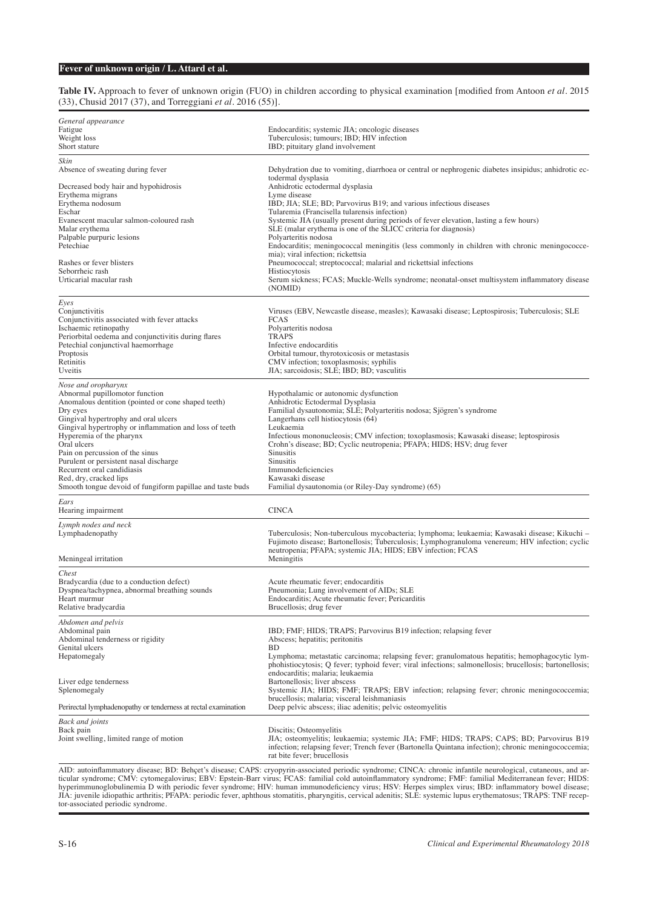**Table IV.** Approach to fever of unknown origin (FUO) in children according to physical examination [modified from Antoon *et al*. 2015 (33), Chusid 2017 (37), and Torreggiani *et al*. 2016 (55)].

| | |
|---|---|
| *General appearance* | |
| Fatigue | Endocarditis; systemic JIA; oncologic diseases |
| Weight loss | Tuberculosis; tumours; IBD; HIV infection |
| Short stature | IBD; pituitary gland involvement |
| *Skin* | |
| Absence of sweating during fever | Dehydration due to vomiting, diarrhoea or central or nephrogenic diabetes insipidus; anhidrotic ectodermal dysplasia |
| Decreased body hair and hypohidrosis | Anhidrotic ectodermal dysplasia |
| Erythema migrans | Lyme disease |
| Erythema nodosum | IBD; JIA; SLE; BD; Parvovirus B19; and various infectious diseases |
| Eschar | Tularemia (Francisella tularensis infection) |
| Evanescent macular salmon-coloured rash | Systemic JIA (usually present during periods of fever elevation, lasting a few hours) |
| Malar erythema | SLE (malar erythema is one of the SLICC criteria for diagnosis) |
| Palpable purpuric lesions | Polyarteritis nodosa |
| Petechiae | Endocarditis; meningococcal meningitis (less commonly in children with chronic meningococcemia); viral infection; rickettsia |
| Rashes or fever blisters | Pneumococcal; streptococcal; malarial and rickettsial infections |
| Seborrheic rash | Histiocytosis |
| Urticarial macular rash | Serum sickness; FCAS; Muckle-Wells syndrome; neonatal-onset multisystem inflammatory disease (NOMID) |
| *Eyes* | |
| Conjunctivitis | Viruses (EBV, Newcastle disease, measles); Kawasaki disease; Leptospirosis; Tuberculosis; SLE |
| Conjunctivitis associated with fever attacks | FCAS |
| Ischaemic retinopathy | Polyarteritis nodosa |
| Periorbital oedema and conjunctivitis during flares | TRAPS |
| Petechial conjunctival haemorrhage | Infective endocarditis |
| Proptosis | Orbital tumour, thyrotoxicosis or metastasis |
| Retinitis | CMV infection; toxoplasmosis; syphilis |
| Uveitis | JIA; sarcoidosis; SLE; IBD; BD; vasculitis |
| *Nose and oropharynx* | |
| Abnormal pupillomotor function | Hypothalamic or autonomic dysfunction |
| Anomalous dentition (pointed or cone shaped teeth) | Anhidrotic Ectodermal Dysplasia |
| Dry eyes | Familial dysautonomia; SLE; Polyarteritis nodosa; Sjögren's syndrome |
| Gingival hypertrophy and oral ulcers | Langerhans cell histiocytosis (64) |
| Gingival hypertrophy or inflammation and loss of teeth | Leukaemia |
| Hyperemia of the pharynx | Infectious mononucleosis; CMV infection; toxoplasmosis; Kawasaki disease; leptospirosis |
| Oral ulcers | Crohn's disease; BD; Cyclic neutropenia; PFAPA; HIDS; HSV; drug fever |
| Pain on percussion of the sinus | Sinusitis |
| Purulent or persistent nasal discharge | Sinusitis |
| Recurrent oral candidiasis | Immunodeficiencies |
| Red, dry, cracked lips | Kawasaki disease |
| Smooth tongue devoid of fungiform papillae and taste buds | Familial dysautonomia (or Riley-Day syndrome) (65) |
| *Ears* | |
| Hearing impairment | CINCA |
| *Lymph nodes and neck* | |
| Lymphadenopathy | Tuberculosis; Non-tuberculous mycobacteria; lymphoma; leukaemia; Kawasaki disease; Kikuchi – Fujimoto disease; Bartonellosis; Tuberculosis; Lymphogranuloma venereum; HIV infection; cyclic neutropenia; PFAPA; systemic JIA; HIDS; EBV infection; FCAS |
| Meningeal irritation | Meningitis |
| *Chest* | |
| Bradycardia (due to a conduction defect) | Acute rheumatic fever; endocarditis |
| Dyspnea/tachypnea, abnormal breathing sounds | Pneumonia; Lung involvement of AIDs; SLE |
| Heart murmur | Endocarditis; Acute rheumatic fever; Pericarditis |
| Relative bradycardia | Brucellosis; drug fever |
| *Abdomen and pelvis* | |
| Abdominal pain | IBD; FMF; HIDS; TRAPS; Parvovirus B19 infection; relapsing fever |
| Abdominal tenderness or rigidity | Abscess; hepatitis; peritonitis |
| Genital ulcers | BD |
| Hepatomegaly | Lymphoma; metastatic carcinoma; relapsing fever; granulomatous hepatitis; hemophagocytic lymphohistiocytosis; Q fever; typhoid fever; viral infections; salmonellosis; brucellosis; bartonellosis; endocarditis; malaria; leukaemia |
| Liver edge tenderness | Bartonellosis; liver abscess |
| Splenomegaly | Systemic JIA; HIDS; FMF; TRAPS; EBV infection; relapsing fever; chronic meningococcemia; brucellosis; malaria; visceral leishmaniasis |
| Perirectal lymphadenopathy or tenderness at rectal examination | Deep pelvic abscess; iliac adenitis; pelvic osteomyelitis |
| *Back and joints* | |
| Back pain | Discitis; Osteomyelitis |
| Joint swelling, limited range of motion | JIA; osteomyelitis; leukaemia; systemic JIA; FMF; HIDS; TRAPS; CAPS; BD; Parvovirus B19 infection; relapsing fever; Trench fever (Bartonella Quintana infection); chronic meningococcemia; rat bite fever; brucellosis |

AID: autoinflammatory disease; BD: Behçet's disease; CAPS: cryopyrin-associated periodic syndrome; CINCA: chronic infantile neurological, cutaneous, and articular syndrome; CMV: cytomegalovirus; EBV: Epstein-Barr virus; FCAS: familial cold autoinflammatory syndrome; FMF: familial Mediterranean fever; HIDS: hyperimmunoglobulinemia D with periodic fever syndrome; HIV: human immunodeficiency virus; HSV: Herpes simplex virus; IBD: inflammatory bowel disease; JIA: juvenile idiopathic arthritis; PFAPA: periodic fever, aphthous stomatitis, pharyngitis, cervical adenitis; SLE: systemic lupus erythematosus; TRAPS: TNF receptor-associated periodic syndrome.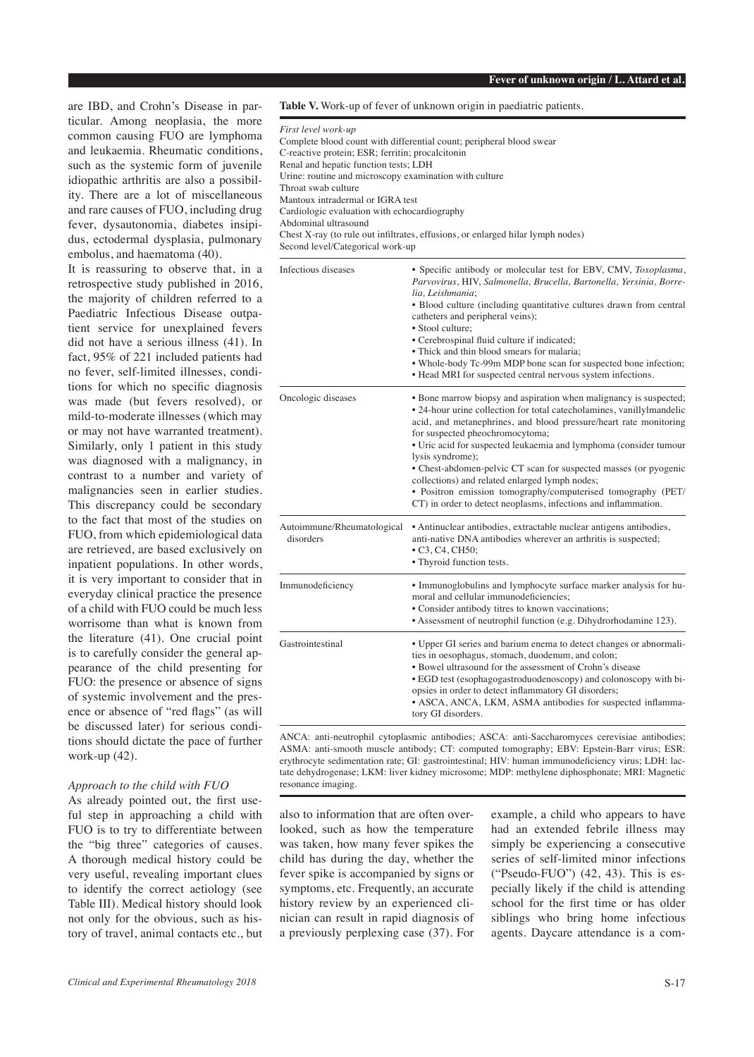are IBD, and Crohn's Disease in particular. Among neoplasia, the more common causing FUO are lymphoma and leukaemia. Rheumatic conditions, such as the systemic form of juvenile idiopathic arthritis are also a possibility. There are a lot of miscellaneous and rare causes of FUO, including drug fever, dysautonomia, diabetes insipidus, ectodermal dysplasia, pulmonary embolus, and haematoma (40).

It is reassuring to observe that, in a retrospective study published in 2016, the majority of children referred to a Paediatric Infectious Disease outpatient service for unexplained fevers did not have a serious illness (41). In fact, 95% of 221 included patients had no fever, self-limited illnesses, conditions for which no specific diagnosis was made (but fevers resolved), or mild-to-moderate illnesses (which may or may not have warranted treatment). Similarly, only 1 patient in this study was diagnosed with a malignancy, in contrast to a number and variety of malignancies seen in earlier studies. This discrepancy could be secondary to the fact that most of the studies on FUO, from which epidemiological data are retrieved, are based exclusively on inpatient populations. In other words, it is very important to consider that in everyday clinical practice the presence of a child with FUO could be much less worrisome than what is known from the literature (41). One crucial point is to carefully consider the general appearance of the child presenting for FUO: the presence or absence of signs of systemic involvement and the presence or absence of "red flags" (as will be discussed later) for serious conditions should dictate the pace of further work-up (42).

**Table V.** Work-up of fever of unknown origin in paediatric patients.

| *First level work-up* | |
|---|---|
| Complete blood count with differential count; peripheral blood swear | |
| C-reactive protein; ESR; ferritin; procalcitonin | |
| Renal and hepatic function tests; LDH | |
| Urine: routine and microscopy examination with culture | |
| Throat swab culture | |
| Mantoux intradermal or IGRA test | |
| Cardiologic evaluation with echocardiography | |
| Abdominal ultrasound | |
| Chest X-ray (to rule out infiltrates, effusions, or enlarged hilar lymph nodes) | |
| Second level/Categorical work-up | |
| Infectious diseases | • Specific antibody or molecular test for EBV, CMV, *Toxoplasma*, *Parvovirus*, HIV, *Salmonella, Brucella, Bartonella, Yersinia, Borrelia, Leishmania*;<br>• Blood culture (including quantitative cultures drawn from central catheters and peripheral veins);<br>• Stool culture;<br>• Cerebrospinal fluid culture if indicated;<br>• Thick and thin blood smears for malaria;<br>• Whole-body Tc-99m MDP bone scan for suspected bone infection;<br>• Head MRI for suspected central nervous system infections. |
| Oncologic diseases | • Bone marrow biopsy and aspiration when malignancy is suspected;<br>• 24-hour urine collection for total catecholamines, vanillylmandelic acid, and metanephrines, and blood pressure/heart rate monitoring for suspected pheochromocytoma;<br>• Uric acid for suspected leukaemia and lymphoma (consider tumour lysis syndrome);<br>• Chest-abdomen-pelvic CT scan for suspected masses (or pyogenic collections) and related enlarged lymph nodes;<br>• Positron emission tomography/computerised tomography (PET/CT) in order to detect neoplasms, infections and inflammation. |
| Autoimmune/Rheumatological disorders | • Antinuclear antibodies, extractable nuclear antigens antibodies, anti-native DNA antibodies wherever an arthritis is suspected;<br>• C3, C4, CH50;<br>• Thyroid function tests. |
| Immunodeficiency | • Immunoglobulins and lymphocyte surface marker analysis for humoral and cellular immunodeficiencies;<br>• Consider antibody titres to known vaccinations;<br>• Assessment of neutrophil function (e.g. Dihydrorhodamine 123). |
| Gastrointestinal | • Upper GI series and barium enema to detect changes or abnormalities in oesophagus, stomach, duodenum, and colon;<br>• Bowel ultrasound for the assessment of Crohn's disease<br>• EGD test (esophagogastroduodenoscopy) and colonoscopy with biopsies in order to detect inflammatory GI disorders;<br>• ASCA, ANCA, LKM, ASMA antibodies for suspected inflammatory GI disorders. |

ANCA: anti-neutrophil cytoplasmic antibodies; ASCA: anti-Saccharomyces cerevisiae antibodies; ASMA: anti-smooth muscle antibody; CT: computed tomography; EBV: Epstein-Barr virus; ESR: erythrocyte sedimentation rate; GI: gastrointestinal; HIV: human immunodeficiency virus; LDH: lactate dehydrogenase; LKM: liver kidney microsome; MDP: methylene diphosphonate; MRI: Magnetic resonance imaging.

### *Approach to the child with FUO*

As already pointed out, the first useful step in approaching a child with FUO is to try to differentiate between the "big three" categories of causes. A thorough medical history could be very useful, revealing important clues to identify the correct aetiology (see Table III). Medical history should look not only for the obvious, such as history of travel, animal contacts etc., but also to information that are often overlooked, such as how the temperature was taken, how many fever spikes the child has during the day, whether the fever spike is accompanied by signs or symptoms, etc. Frequently, an accurate history review by an experienced clinician can result in rapid diagnosis of a previously perplexing case (37). For example, a child who appears to have had an extended febrile illness may simply be experiencing a consecutive series of self-limited minor infections ("Pseudo-FUO") (42, 43). This is especially likely if the child is attending school for the first time or has older siblings who bring home infectious agents. Daycare attendance is a com-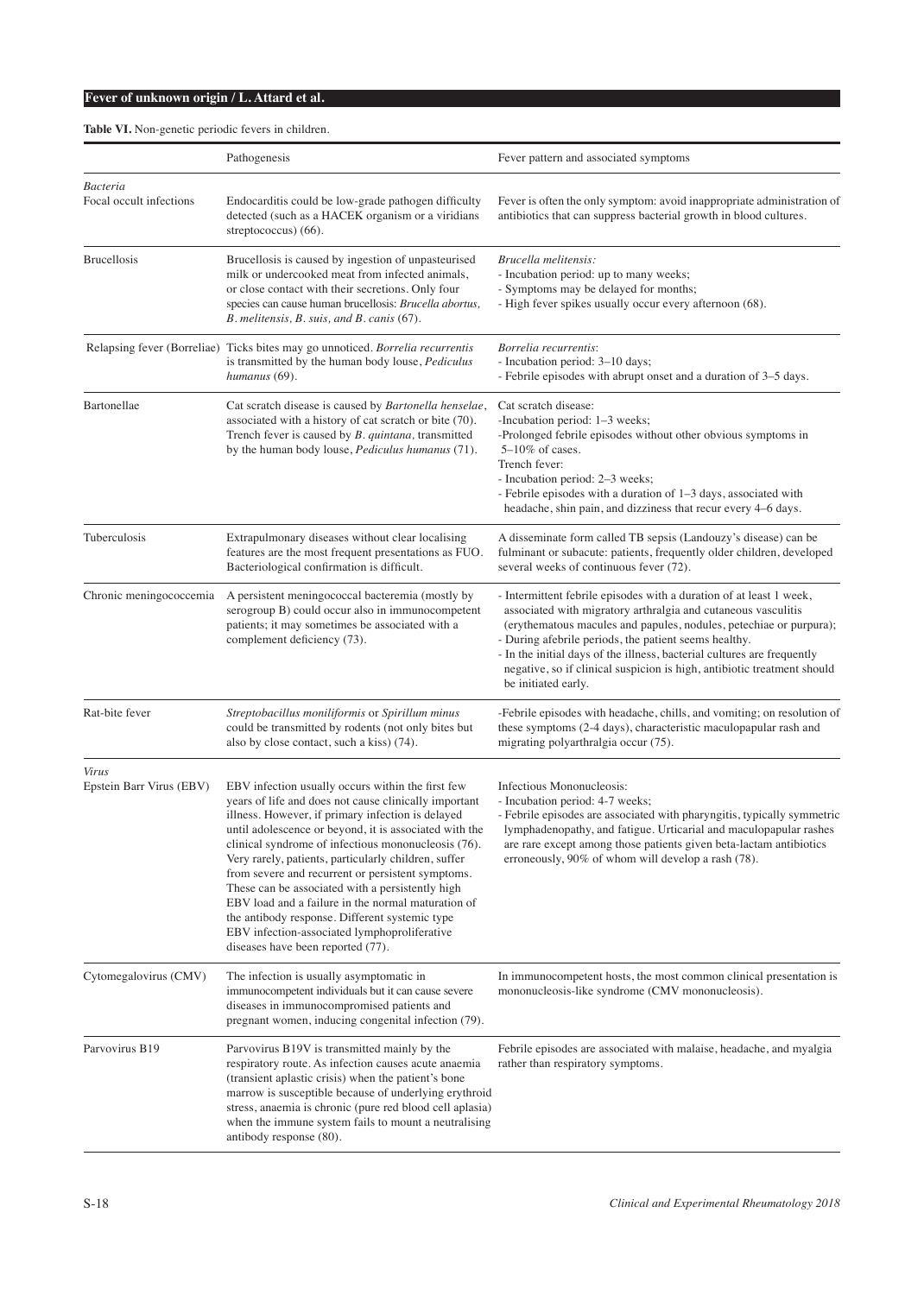**Table VI.** Non-genetic periodic fevers in children.

| | Pathogenesis | Fever pattern and associated symptoms |
|---|---|---|
| *Bacteria* | | |
| Focal occult infections | Endocarditis could be low-grade pathogen difficulty detected (such as a HACEK organism or a viridians streptococcus) (66). | Fever is often the only symptom: avoid inappropriate administration of antibiotics that can suppress bacterial growth in blood cultures. |
| Brucellosis | Brucellosis is caused by ingestion of unpasteurised milk or undercooked meat from infected animals, or close contact with their secretions. Only four species can cause human brucellosis: *Brucella abortus, B. melitensis, B. suis, and B. canis* (67). | *Brucella melitensis:*<br>- Incubation period: up to many weeks;<br>- Symptoms may be delayed for months;<br>- High fever spikes usually occur every afternoon (68). |
| Relapsing fever (Borreliae) | Ticks bites may go unnoticed. *Borrelia recurrentis* is transmitted by the human body louse, *Pediculus humanus* (69). | *Borrelia recurrentis*:<br>- Incubation period: 3–10 days;<br>- Febrile episodes with abrupt onset and a duration of 3–5 days. |
| Bartonellae | Cat scratch disease is caused by *Bartonella henselae*, associated with a history of cat scratch or bite (70). Trench fever is caused by *B. quintana,* transmitted by the human body louse, *Pediculus humanus* (71). | Cat scratch disease:<br>-Incubation period: 1–3 weeks;<br>-Prolonged febrile episodes without other obvious symptoms in 5–10% of cases.<br>Trench fever:<br>- Incubation period: 2–3 weeks;<br>- Febrile episodes with a duration of 1–3 days, associated with headache, shin pain, and dizziness that recur every 4–6 days. |
| Tuberculosis | Extrapulmonary diseases without clear localising features are the most frequent presentations as FUO. Bacteriological confirmation is difficult. | A disseminate form called TB sepsis (Landouzy's disease) can be fulminant or subacute: patients, frequently older children, developed several weeks of continuous fever (72). |
| Chronic meningococcemia | A persistent meningococcal bacteremia (mostly by serogroup B) could occur also in immunocompetent patients; it may sometimes be associated with a complement deficiency (73). | - Intermittent febrile episodes with a duration of at least 1 week, associated with migratory arthralgia and cutaneous vasculitis (erythematous macules and papules, nodules, petechiae or purpura);<br>- During afebrile periods, the patient seems healthy.<br>- In the initial days of the illness, bacterial cultures are frequently negative, so if clinical suspicion is high, antibiotic treatment should be initiated early. |
| Rat-bite fever | *Streptobacillus moniliformis* or *Spirillum minus* could be transmitted by rodents (not only bites but also by close contact, such a kiss) (74). | -Febrile episodes with headache, chills, and vomiting; on resolution of these symptoms (2-4 days), characteristic maculopapular rash and migrating polyarthralgia occur (75). |
| *Virus* | | |
| Epstein Barr Virus (EBV) | EBV infection usually occurs within the first few years of life and does not cause clinically important illness. However, if primary infection is delayed until adolescence or beyond, it is associated with the clinical syndrome of infectious mononucleosis (76). Very rarely, patients, particularly children, suffer from severe and recurrent or persistent symptoms. These can be associated with a persistently high EBV load and a failure in the normal maturation of the antibody response. Different systemic type EBV infection-associated lymphoproliferative diseases have been reported (77). | Infectious Mononucleosis:<br>- Incubation period: 4-7 weeks;<br>- Febrile episodes are associated with pharyngitis, typically symmetric lymphadenopathy, and fatigue. Urticarial and maculopapular rashes are rare except among those patients given beta-lactam antibiotics erroneously, 90% of whom will develop a rash (78). |
| Cytomegalovirus (CMV) | The infection is usually asymptomatic in immunocompetent individuals but it can cause severe diseases in immunocompromised patients and pregnant women, inducing congenital infection (79). | In immunocompetent hosts, the most common clinical presentation is mononucleosis-like syndrome (CMV mononucleosis). |
| Parvovirus B19 | Parvovirus B19V is transmitted mainly by the respiratory route. As infection causes acute anaemia (transient aplastic crisis) when the patient's bone marrow is susceptible because of underlying erythroid stress, anaemia is chronic (pure red blood cell aplasia) when the immune system fails to mount a neutralising antibody response (80). | Febrile episodes are associated with malaise, headache, and myalgia rather than respiratory symptoms. |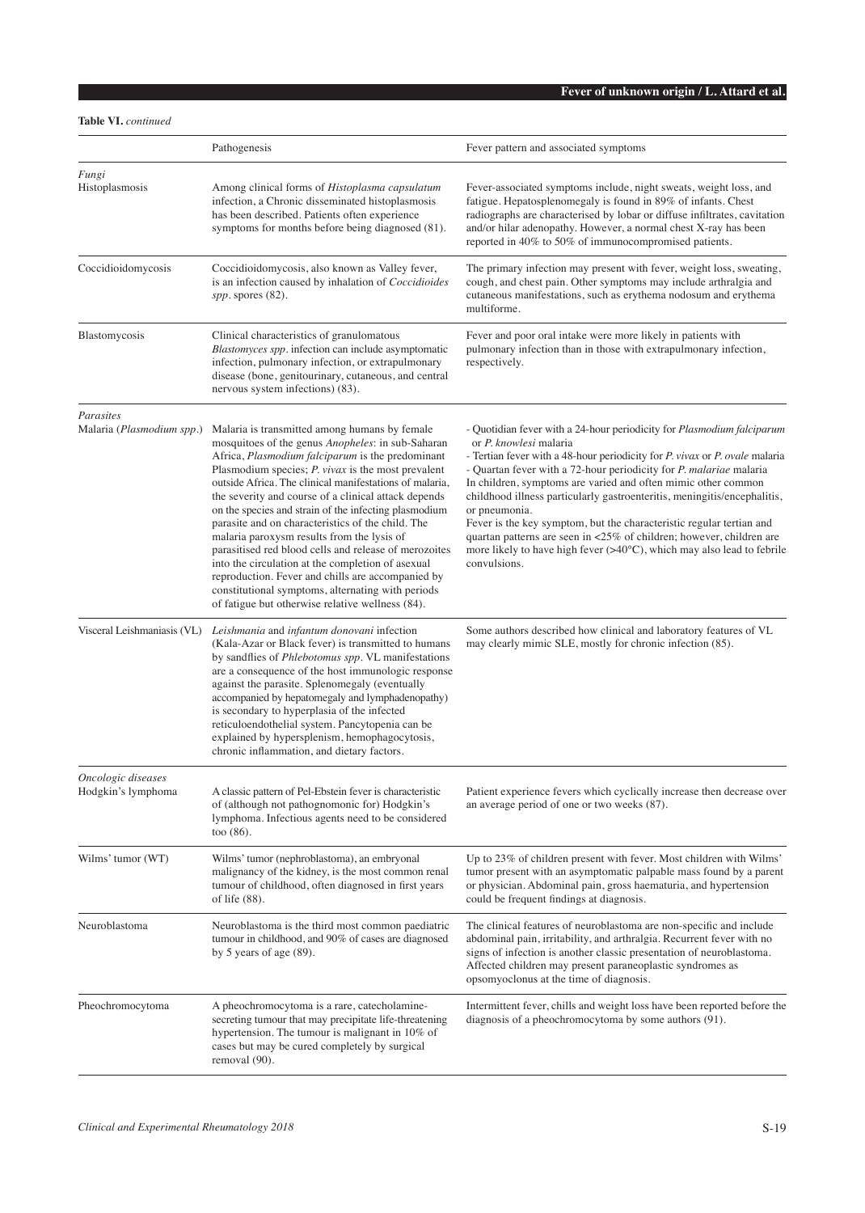**Table VI.** *continued*

| | Pathogenesis | Fever pattern and associated symptoms |
|---|---|---|
| *Fungi* | | |
| Histoplasmosis | Among clinical forms of *Histoplasma capsulatum* infection, a Chronic disseminated histoplasmosis has been described. Patients often experience symptoms for months before being diagnosed (81). | Fever-associated symptoms include, night sweats, weight loss, and fatigue. Hepatosplenomegaly is found in 89% of infants. Chest radiographs are characterised by lobar or diffuse infiltrates, cavitation and/or hilar adenopathy. However, a normal chest X-ray has been reported in 40% to 50% of immunocompromised patients. |
| Coccidioidomycosis | Coccidioidomycosis, also known as Valley fever, is an infection caused by inhalation of *Coccidioides spp*. spores (82). | The primary infection may present with fever, weight loss, sweating, cough, and chest pain. Other symptoms may include arthralgia and cutaneous manifestations, such as erythema nodosum and erythema multiforme. |
| Blastomycosis | Clinical characteristics of granulomatous *Blastomyces spp*. infection can include asymptomatic infection, pulmonary infection, or extrapulmonary disease (bone, genitourinary, cutaneous, and central nervous system infections) (83). | Fever and poor oral intake were more likely in patients with pulmonary infection than in those with extrapulmonary infection, respectively. |
| *Parasites* | | |
| Malaria (*Plasmodium spp.*) | Malaria is transmitted among humans by female mosquitoes of the genus *Anopheles*: in sub-Saharan Africa, *Plasmodium falciparum* is the predominant Plasmodium species; *P. vivax* is the most prevalent outside Africa. The clinical manifestations of malaria, the severity and course of a clinical attack depends on the species and strain of the infecting plasmodium parasite and on characteristics of the child. The malaria paroxysm results from the lysis of parasitised red blood cells and release of merozoites into the circulation at the completion of asexual reproduction. Fever and chills are accompanied by constitutional symptoms, alternating with periods of fatigue but otherwise relative wellness (84). | - Quotidian fever with a 24-hour periodicity for *Plasmodium falciparum* or *P. knowlesi* malaria<br>- Tertian fever with a 48-hour periodicity for *P. vivax* or *P. ovale* malaria<br>- Quartan fever with a 72-hour periodicity for *P. malariae* malaria<br>In children, symptoms are varied and often mimic other common childhood illness particularly gastroenteritis, meningitis/encephalitis, or pneumonia.<br>Fever is the key symptom, but the characteristic regular tertian and quartan patterns are seen in <25% of children; however, children are more likely to have high fever (>40°C), which may also lead to febrile convulsions. |
| Visceral Leishmaniasis (VL) | *Leishmania* and *infantum donovani* infection (Kala-Azar or Black fever) is transmitted to humans by sandflies of *Phlebotomus spp*. VL manifestations are a consequence of the host immunologic response against the parasite. Splenomegaly (eventually accompanied by hepatomegaly and lymphadenopathy) is secondary to hyperplasia of the infected reticuloendothelial system. Pancytopenia can be explained by hypersplenism, hemophagocytosis, chronic inflammation, and dietary factors. | Some authors described how clinical and laboratory features of VL may clearly mimic SLE, mostly for chronic infection (85). |
| *Oncologic diseases* | | |
| Hodgkin's lymphoma | A classic pattern of Pel-Ebstein fever is characteristic of (although not pathognomonic for) Hodgkin's lymphoma. Infectious agents need to be considered too (86). | Patient experience fevers which cyclically increase then decrease over an average period of one or two weeks (87). |
| Wilms' tumor (WT) | Wilms' tumor (nephroblastoma), an embryonal malignancy of the kidney, is the most common renal tumour of childhood, often diagnosed in first years of life (88). | Up to 23% of children present with fever. Most children with Wilms' tumor present with an asymptomatic palpable mass found by a parent or physician. Abdominal pain, gross haematuria, and hypertension could be frequent findings at diagnosis. |
| Neuroblastoma | Neuroblastoma is the third most common paediatric tumour in childhood, and 90% of cases are diagnosed by 5 years of age (89). | The clinical features of neuroblastoma are non-specific and include abdominal pain, irritability, and arthralgia. Recurrent fever with no signs of infection is another classic presentation of neuroblastoma. Affected children may present paraneoplastic syndromes as opsomyoclonus at the time of diagnosis. |
| Pheochromocytoma | A pheochromocytoma is a rare, catecholamine-secreting tumour that may precipitate life-threatening hypertension. The tumour is malignant in 10% of cases but may be cured completely by surgical removal (90). | Intermittent fever, chills and weight loss have been reported before the diagnosis of a pheochromocytoma by some authors (91). |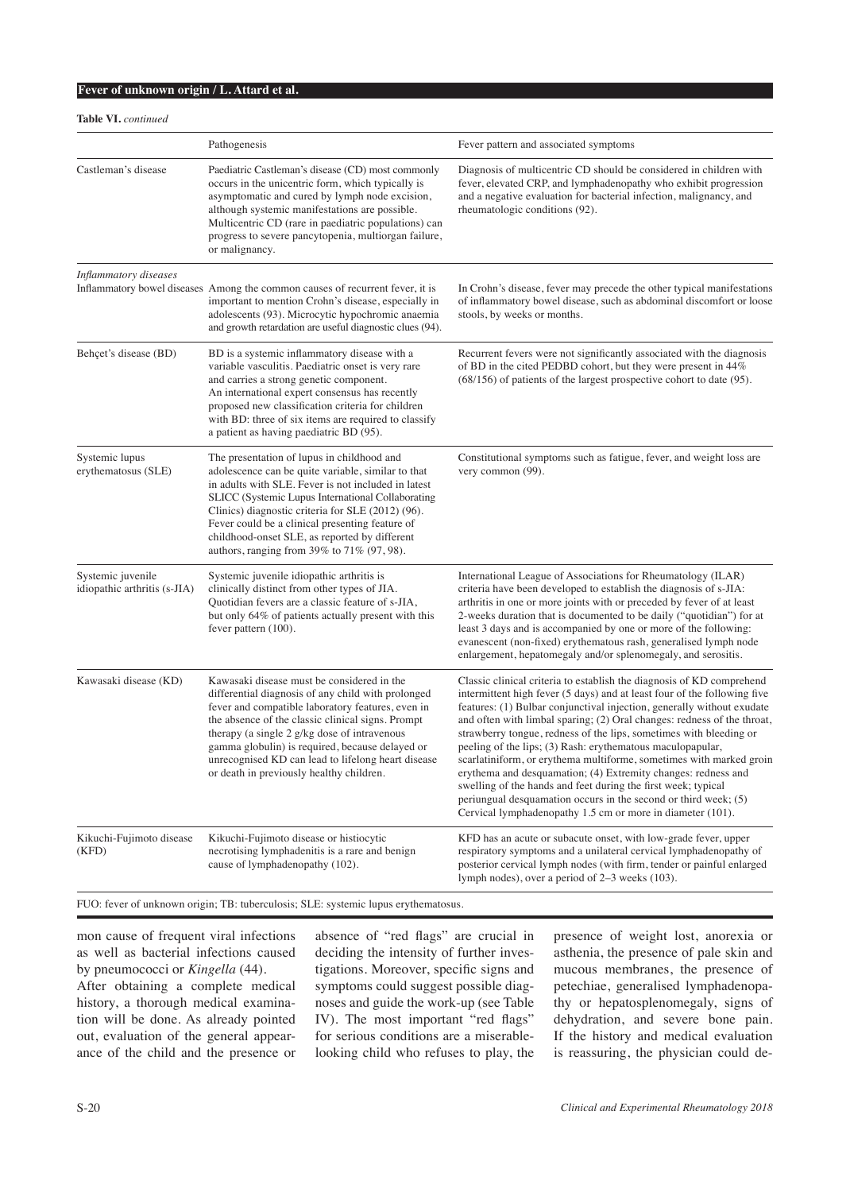**Table VI.** *continued*

| | Pathogenesis | Fever pattern and associated symptoms |
|---|---|---|
| Castleman's disease | Paediatric Castleman's disease (CD) most commonly occurs in the unicentric form, which typically is asymptomatic and cured by lymph node excision, although systemic manifestations are possible. Multicentric CD (rare in paediatric populations) can progress to severe pancytopenia, multiorgan failure, or malignancy. | Diagnosis of multicentric CD should be considered in children with fever, elevated CRP, and lymphadenopathy who exhibit progression and a negative evaluation for bacterial infection, malignancy, and rheumatologic conditions (92). |
| *Inflammatory diseases* | | |
| Inflammatory bowel diseases | Among the common causes of recurrent fever, it is important to mention Crohn's disease, especially in adolescents (93). Microcytic hypochromic anaemia and growth retardation are useful diagnostic clues (94). | In Crohn's disease, fever may precede the other typical manifestations of inflammatory bowel disease, such as abdominal discomfort or loose stools, by weeks or months. |
| Behçet's disease (BD) | BD is a systemic inflammatory disease with a variable vasculitis. Paediatric onset is very rare and carries a strong genetic component. An international expert consensus has recently proposed new classification criteria for children with BD: three of six items are required to classify a patient as having paediatric BD (95). | Recurrent fevers were not significantly associated with the diagnosis of BD in the cited PEDBD cohort, but they were present in 44% (68/156) of patients of the largest prospective cohort to date (95). |
| Systemic lupus erythematosus (SLE) | The presentation of lupus in childhood and adolescence can be quite variable, similar to that in adults with SLE. Fever is not included in latest SLICC (Systemic Lupus International Collaborating Clinics) diagnostic criteria for SLE (2012) (96). Fever could be a clinical presenting feature of childhood-onset SLE, as reported by different authors, ranging from 39% to 71% (97, 98). | Constitutional symptoms such as fatigue, fever, and weight loss are very common (99). |
| Systemic juvenile idiopathic arthritis (s-JIA) | Systemic juvenile idiopathic arthritis is clinically distinct from other types of JIA. Quotidian fevers are a classic feature of s-JIA, but only 64% of patients actually present with this fever pattern (100). | International League of Associations for Rheumatology (ILAR) criteria have been developed to establish the diagnosis of s-JIA: arthritis in one or more joints with or preceded by fever of at least 2-weeks duration that is documented to be daily ("quotidian") for at least 3 days and is accompanied by one or more of the following: evanescent (non-fixed) erythematous rash, generalised lymph node enlargement, hepatomegaly and/or splenomegaly, and serositis. |
| Kawasaki disease (KD) | Kawasaki disease must be considered in the differential diagnosis of any child with prolonged fever and compatible laboratory features, even in the absence of the classic clinical signs. Prompt therapy (a single 2 g/kg dose of intravenous gamma globulin) is required, because delayed or unrecognised KD can lead to lifelong heart disease or death in previously healthy children. | Classic clinical criteria to establish the diagnosis of KD comprehend intermittent high fever (5 days) and at least four of the following five features: (1) Bulbar conjunctival injection, generally without exudate and often with limbal sparing; (2) Oral changes: redness of the throat, strawberry tongue, redness of the lips, sometimes with bleeding or peeling of the lips; (3) Rash: erythematous maculopapular, scarlatiniform, or erythema multiforme, sometimes with marked groin erythema and desquamation; (4) Extremity changes: redness and swelling of the hands and feet during the first week; typical periungual desquamation occurs in the second or third week; (5) Cervical lymphadenopathy 1.5 cm or more in diameter (101). |
| Kikuchi-Fujimoto disease (KFD) | Kikuchi-Fujimoto disease or histiocytic necrotising lymphadenitis is a rare and benign cause of lymphadenopathy (102). | KFD has an acute or subacute onset, with low-grade fever, upper respiratory symptoms and a unilateral cervical lymphadenopathy of posterior cervical lymph nodes (with firm, tender or painful enlarged lymph nodes), over a period of 2–3 weeks (103). |

FUO: fever of unknown origin; TB: tuberculosis; SLE: systemic lupus erythematosus.

mon cause of frequent viral infections as well as bacterial infections caused by pneumococci or *Kingella* (44).

After obtaining a complete medical history, a thorough medical examination will be done. As already pointed out, evaluation of the general appearance of the child and the presence or absence of "red flags" are crucial in deciding the intensity of further investigations. Moreover, specific signs and symptoms could suggest possible diagnoses and guide the work-up (see Table IV). The most important "red flags" for serious conditions are a miserable-looking child who refuses to play, the presence of weight lost, anorexia or asthenia, the presence of pale skin and mucous membranes, the presence of petechiae, generalised lymphadenopathy or hepatosplenomegaly, signs of dehydration, and severe bone pain. If the history and medical evaluation is reassuring, the physician could de-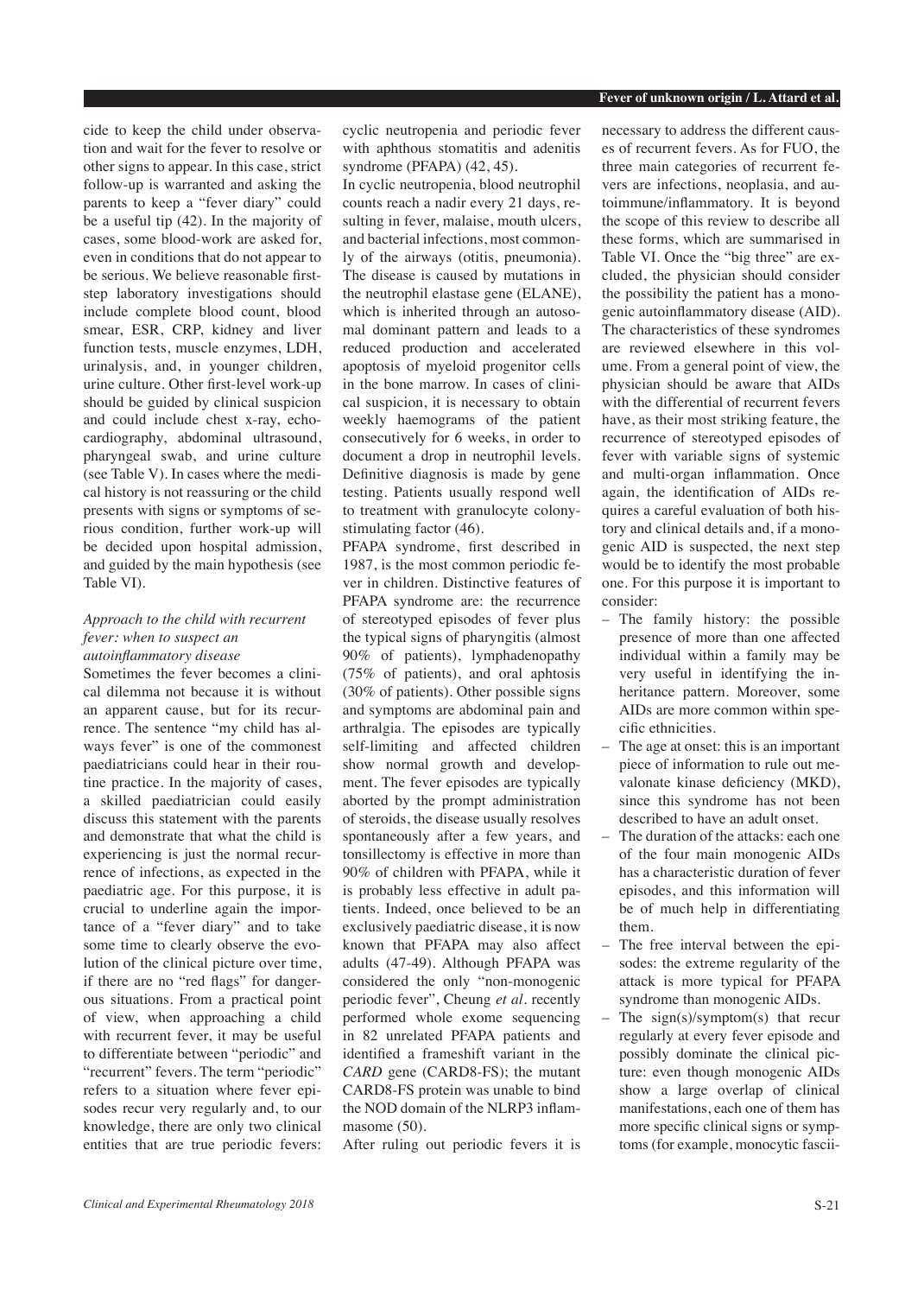cide to keep the child under observation and wait for the fever to resolve or other signs to appear. In this case, strict follow-up is warranted and asking the parents to keep a "fever diary" could be a useful tip (42). In the majority of cases, some blood-work are asked for, even in conditions that do not appear to be serious. We believe reasonable first-step laboratory investigations should include complete blood count, blood smear, ESR, CRP, kidney and liver function tests, muscle enzymes, LDH, urinalysis, and, in younger children, urine culture. Other first-level work-up should be guided by clinical suspicion and could include chest x-ray, echocardiography, abdominal ultrasound, pharyngeal swab, and urine culture (see Table V). In cases where the medical history is not reassuring or the child presents with signs or symptoms of serious condition, further work-up will be decided upon hospital admission, and guided by the main hypothesis (see Table VI).

### *Approach to the child with recurrent fever: when to suspect an autoinflammatory disease*

Sometimes the fever becomes a clinical dilemma not because it is without an apparent cause, but for its recurrence. The sentence "my child has always fever" is one of the commonest paediatricians could hear in their routine practice. In the majority of cases, a skilled paediatrician could easily discuss this statement with the parents and demonstrate that what the child is experiencing is just the normal recurrence of infections, as expected in the paediatric age. For this purpose, it is crucial to underline again the importance of a "fever diary" and to take some time to clearly observe the evolution of the clinical picture over time, if there are no "red flags" for dangerous situations. From a practical point of view, when approaching a child with recurrent fever, it may be useful to differentiate between "periodic" and "recurrent" fevers. The term "periodic" refers to a situation where fever episodes recur very regularly and, to our knowledge, there are only two clinical entities that are true periodic fevers: cyclic neutropenia and periodic fever with aphthous stomatitis and adenitis syndrome (PFAPA) (42, 45).

In cyclic neutropenia, blood neutrophil counts reach a nadir every 21 days, resulting in fever, malaise, mouth ulcers, and bacterial infections, most commonly of the airways (otitis, pneumonia). The disease is caused by mutations in the neutrophil elastase gene (ELANE), which is inherited through an autosomal dominant pattern and leads to a reduced production and accelerated apoptosis of myeloid progenitor cells in the bone marrow. In cases of clinical suspicion, it is necessary to obtain weekly haemograms of the patient consecutively for 6 weeks, in order to document a drop in neutrophil levels. Definitive diagnosis is made by gene testing. Patients usually respond well to treatment with granulocyte colony-stimulating factor (46).

PFAPA syndrome, first described in 1987, is the most common periodic fever in children. Distinctive features of PFAPA syndrome are: the recurrence of stereotyped episodes of fever plus the typical signs of pharyngitis (almost 90% of patients), lymphadenopathy (75% of patients), and oral aphtosis (30% of patients). Other possible signs and symptoms are abdominal pain and arthralgia. The episodes are typically self-limiting and affected children show normal growth and development. The fever episodes are typically aborted by the prompt administration of steroids, the disease usually resolves spontaneously after a few years, and tonsillectomy is effective in more than 90% of children with PFAPA, while it is probably less effective in adult patients. Indeed, once believed to be an exclusively paediatric disease, it is now known that PFAPA may also affect adults (47-49). Although PFAPA was considered the only "non-monogenic periodic fever", Cheung *et al.* recently performed whole exome sequencing in 82 unrelated PFAPA patients and identified a frameshift variant in the *CARD* gene (CARD8-FS); the mutant CARD8-FS protein was unable to bind the NOD domain of the NLRP3 inflammasome (50).

After ruling out periodic fevers it is necessary to address the different causes of recurrent fevers. As for FUO, the three main categories of recurrent fevers are infections, neoplasia, and autoimmune/inflammatory. It is beyond the scope of this review to describe all these forms, which are summarised in Table VI. Once the "big three" are excluded, the physician should consider the possibility the patient has a monogenic autoinflammatory disease (AID). The characteristics of these syndromes are reviewed elsewhere in this volume. From a general point of view, the physician should be aware that AIDs with the differential of recurrent fevers have, as their most striking feature, the recurrence of stereotyped episodes of fever with variable signs of systemic and multi-organ inflammation. Once again, the identification of AIDs requires a careful evaluation of both history and clinical details and, if a monogenic AID is suspected, the next step would be to identify the most probable one. For this purpose it is important to consider:

- The family history: the possible presence of more than one affected individual within a family may be very useful in identifying the inheritance pattern. Moreover, some AIDs are more common within specific ethnicities.
- The age at onset: this is an important piece of information to rule out mevalonate kinase deficiency (MKD), since this syndrome has not been described to have an adult onset.
- The duration of the attacks: each one of the four main monogenic AIDs has a characteristic duration of fever episodes, and this information will be of much help in differentiating them.
- The free interval between the episodes: the extreme regularity of the attack is more typical for PFAPA syndrome than monogenic AIDs.
- The sign(s)/symptom(s) that recur regularly at every fever episode and possibly dominate the clinical picture: even though monogenic AIDs show a large overlap of clinical manifestations, each one of them has more specific clinical signs or symptoms (for example, monocytic fascii-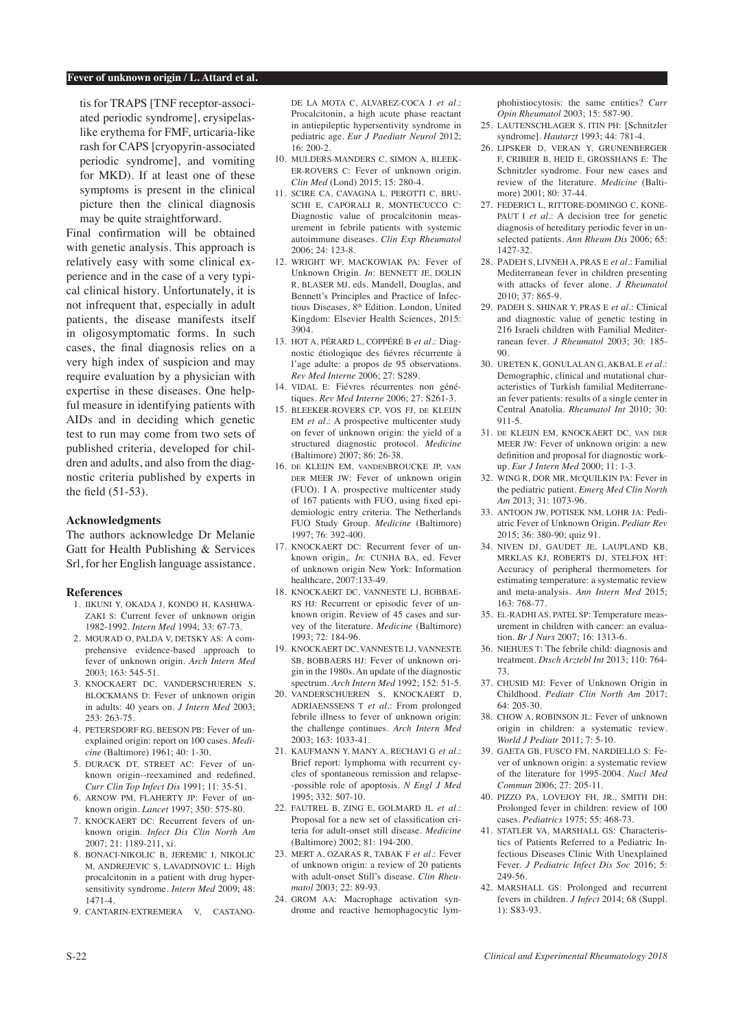tis for TRAPS [TNF receptor-associated periodic syndrome], erysipelas-like erythema for FMF, urticaria-like rash for CAPS [cryopyrin-associated periodic syndrome], and vomiting for MKD). If at least one of these symptoms is present in the clinical picture then the clinical diagnosis may be quite straightforward.

Final confirmation will be obtained with genetic analysis. This approach is relatively easy with some clinical experience and in the case of a very typical clinical history. Unfortunately, it is not infrequent that, especially in adult patients, the disease manifests itself in oligosymptomatic forms. In such cases, the final diagnosis relies on a very high index of suspicion and may require evaluation by a physician with expertise in these diseases. One helpful measure in identifying patients with AIDs and in deciding which genetic test to run may come from two sets of published criteria, developed for children and adults, and also from the diagnostic criteria published by experts in the field (51-53).

### Acknowledgments

The authors acknowledge Dr Melanie Gatt for Health Publishing & Services Srl, for her English language assistance.

### References

1. IIKUNI Y, OKADA J, KONDO H, KASHIWAZAKI S: Current fever of unknown origin 1982-1992. *Intern Med* 1994; 33: 67-73.
2. MOURAD O, PALDA V, DETSKY AS: A comprehensive evidence-based approach to fever of unknown origin. *Arch Intern Med* 2003; 163: 545-51.
3. KNOCKAERT DC, VANDERSCHUEREN S, BLOCKMANS D: Fever of unknown origin in adults: 40 years on. *J Intern Med* 2003; 253: 263-75.
4. PETERSDORF RG, BEESON PB: Fever of unexplained origin: report on 100 cases. *Medicine* (Baltimore) 1961; 40: 1-30.
5. DURACK DT, STREET AC: Fever of unknown origin--reexamined and redefined. *Curr Clin Top Infect Dis* 1991; 11: 35-51.
6. ARNOW PM, FLAHERTY JP: Fever of unknown origin. *Lancet* 1997; 350: 575-80.
7. KNOCKAERT DC: Recurrent fevers of unknown origin. *Infect Dis Clin North Am* 2007; 21: 1189-211, xi.
8. BONACI-NIKOLIC B, JEREMIC I, NIKOLIC M, ANDREJEVIC S, LAVADINOVIC L: High procalcitonin in a patient with drug hypersensitivity syndrome. *Intern Med* 2009; 48: 1471-4.
9. CANTARIN-EXTREMERA V, CASTANO-DE LA MOTA C, ALVAREZ-COCA J *et al.*: Procalcitonin, a high acute phase reactant in antiepileptic hypersentivity syndrome in pediatric age. *Eur J Paediatr Neurol* 2012; 16: 200-2.
10. MULDERS-MANDERS C, SIMON A, BLEEKER-ROVERS C: Fever of unknown origin. *Clin Med* (Lond) 2015; 15: 280-4.
11. SCIRE CA, CAVAGNA L, PEROTTI C, BRUSCHI E, CAPORALI R, MONTECUCCO C: Diagnostic value of procalcitonin measurement in febrile patients with systemic autoimmune diseases. *Clin Exp Rheumatol* 2006; 24: 123-8.
12. WRIGHT WF, MACKOWIAK PA: Fever of Unknown Origin. *In*: BENNETT JE, DOLIN R, BLASER MJ, eds. Mandell, Douglas, and Bennett's Principles and Practice of Infectious Diseases, 8th Edition. London, United Kingdom: Elsevier Health Sciences, 2015: 3904.
13. HOT A, PÉRARD L, COPPÉRÉ B *et al.*: Diagnostic étiologique des fiévres récurrente à l'age adulte: a propos de 95 observations. *Rev Med Interne* 2006; 27: S289.
14. VIDAL E: Fiévres récurrentes non génétiques. *Rev Med Interne* 2006; 27: S261-3.
15. BLEEKER-ROVERS CP, VOS FJ, DE KLEIJN EM *et al.*: A prospective multicenter study on fever of unknown origin: the yield of a structured diagnostic protocol. *Medicine* (Baltimore) 2007; 86: 26-38.
16. DE KLEIJN EM, VANDENBROUCKE JP, VAN DER MEER JW: Fever of unknown origin (FUO). I A. prospective multicenter study of 167 patients with FUO, using fixed epidemiologic entry criteria. The Netherlands FUO Study Group. *Medicine* (Baltimore) 1997; 76: 392-400.
17. KNOCKAERT DC: Recurrent fever of unknown origin,. *In*: CUNHA BA, ed. Fever of unknown origin New York: Information healthcare, 2007:133-49.
18. KNOCKAERT DC, VANNESTE LJ, BOBBAERS HJ: Recurrent or episodic fever of unknown origin. Review of 45 cases and survey of the literature. *Medicine* (Baltimore) 1993; 72: 184-96.
19. KNOCKAERT DC, VANNESTE LJ, VANNESTE SB, BOBBAERS HJ: Fever of unknown origin in the 1980s. An update of the diagnostic spectrum. *Arch Intern Med* 1992; 152: 51-5.
20. VANDERSCHUEREN S, KNOCKAERT D, ADRIAENSSENS T *et al.*: From prolonged febrile illness to fever of unknown origin: the challenge continues. *Arch Intern Med* 2003; 163: 1033-41.
21. KAUFMANN Y, MANY A, RECHAVI G *et al.*: Brief report: lymphoma with recurrent cycles of spontaneous remission and relapse--possible role of apoptosis. *N Engl J Med* 1995; 332: 507-10.
22. FAUTREL B, ZING E, GOLMARD JL *et al.*: Proposal for a new set of classification criteria for adult-onset still disease. *Medicine* (Baltimore) 2002; 81: 194-200.
23. MERT A, OZARAS R, TABAK F *et al.*: Fever of unknown origin: a review of 20 patients with adult-onset Still's disease. *Clin Rheumatol* 2003; 22: 89-93.
24. GROM AA: Macrophage activation syndrome and reactive hemophagocytic lymphohistiocytosis: the same entities? *Curr Opin Rheumatol* 2003; 15: 587-90.
25. LAUTENSCHLAGER S, ITIN PH: [Schnitzler syndrome]. *Hautarzt* 1993; 44: 781-4.
26. LIPSKER D, VERAN Y, GRUNENBERGER F, CRIBIER B, HEID E, GROSSHANS E: The Schnitzler syndrome. Four new cases and review of the literature. *Medicine* (Baltimore) 2001; 80: 37-44.
27. FEDERICI L, RITTORE-DOMINGO C, KONE-PAUT I *et al.*: A decision tree for genetic diagnosis of hereditary periodic fever in unselected patients. *Ann Rheum Dis* 2006; 65: 1427-32.
28. PADEH S, LIVNEH A, PRAS E *et al.*: Familial Mediterranean fever in children presenting with attacks of fever alone. *J Rheumatol* 2010; 37: 865-9.
29. PADEH S, SHINAR Y, PRAS E *et al.*: Clinical and diagnostic value of genetic testing in 216 Israeli children with Familial Mediterranean fever. *J Rheumatol* 2003; 30: 185-90.
30. URETEN K, GONULALAN G, AKBAL E *et al.*: Demographic, clinical and mutational characteristics of Turkish familial Mediterranean fever patients: results of a single center in Central Anatolia. *Rheumatol Int* 2010; 30: 911-5.
31. DE KLEIJN EM, KNOCKAERT DC, VAN DER MEER JW: Fever of unknown origin: a new definition and proposal for diagnostic workup. *Eur J Intern Med* 2000; 11: 1-3.
32. WING R, DOR MR, MCQUILKIN PA: Fever in the pediatric patient. *Emerg Med Clin North Am* 2013; 31: 1073-96.
33. ANTOON JW, POTISEK NM, LOHR JA: Pediatric Fever of Unknown Origin. *Pediatr Rev* 2015; 36: 380-90; quiz 91.
34. NIVEN DJ, GAUDET JE, LAUPLAND KB, MRKLAS KJ, ROBERTS DJ, STELFOX HT: Accuracy of peripheral thermometers for estimating temperature: a systematic review and meta-analysis. *Ann Intern Med* 2015; 163: 768-77.
35. EL-RADHI AS, PATEL SP: Temperature measurement in children with cancer: an evaluation. *Br J Nurs* 2007; 16: 1313-6.
36. NIEHUES T: The febrile child: diagnosis and treatment. *Dtsch Arztebl Int* 2013; 110: 764-73.
37. CHUSID MJ: Fever of Unknown Origin in Childhood. *Pediatr Clin North Am* 2017; 64: 205-30.
38. CHOW A, ROBINSON JL: Fever of unknown origin in children: a systematic review. *World J Pediatr* 2011; 7: 5-10.
39. GAETA GB, FUSCO FM, NARDIELLO S: Fever of unknown origin: a systematic review of the literature for 1995-2004. *Nucl Med Commun* 2006; 27: 205-11.
40. PIZZO PA, LOVEJOY FH, JR., SMITH DH: Prolonged fever in children: review of 100 cases. *Pediatrics* 1975; 55: 468-73.
41. STATLER VA, MARSHALL GS: Characteristics of Patients Referred to a Pediatric Infectious Diseases Clinic With Unexplained Fever. *J Pediatric Infect Dis Soc* 2016; 5: 249-56.
42. MARSHALL GS: Prolonged and recurrent fevers in children. *J Infect* 2014; 68 (Suppl. 1): S83-93.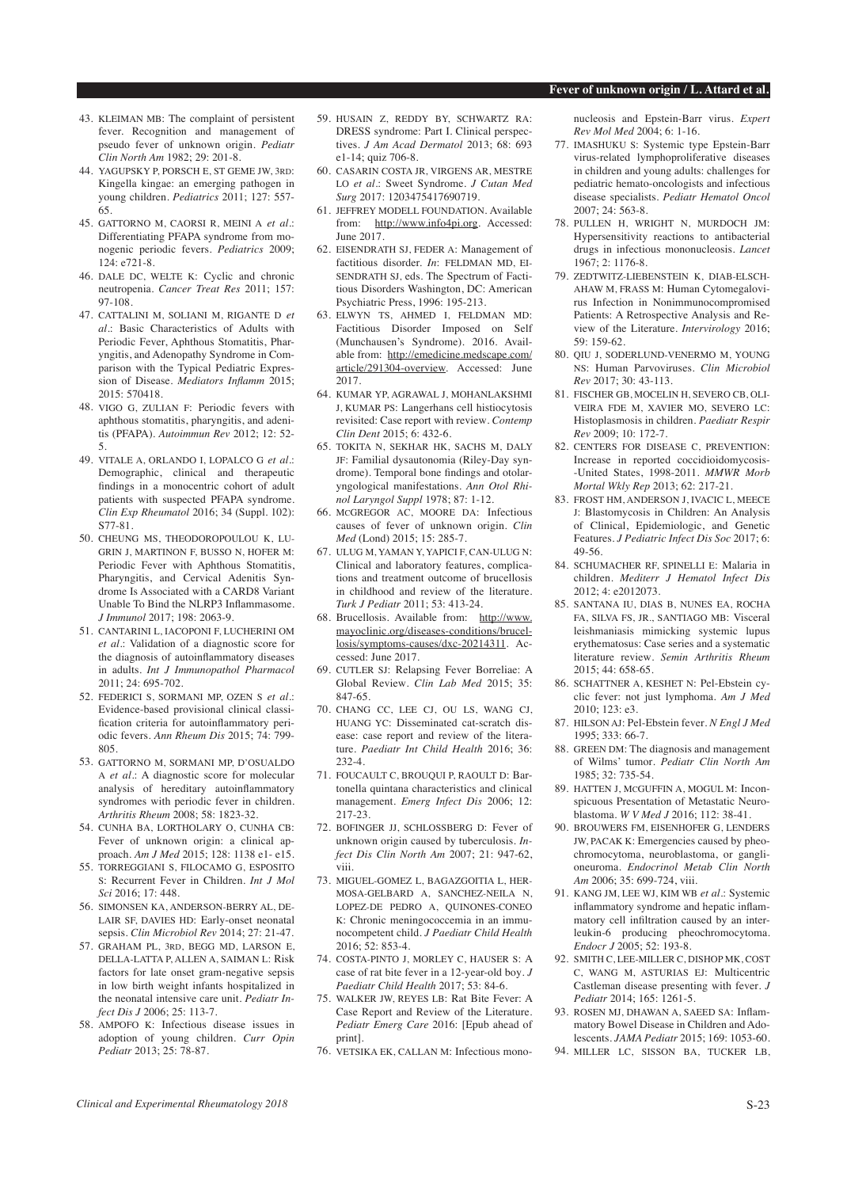43. KLEIMAN MB: The complaint of persistent fever. Recognition and management of pseudo fever of unknown origin. *Pediatr Clin North Am* 1982; 29: 201-8.
44. YAGUPSKY P, PORSCH E, ST GEME JW, 3RD: Kingella kingae: an emerging pathogen in young children. *Pediatrics* 2011; 127: 557-65.
45. GATTORNO M, CAORSI R, MEINI A *et al.*: Differentiating PFAPA syndrome from monogenic periodic fevers. *Pediatrics* 2009; 124: e721-8.
46. DALE DC, WELTE K: Cyclic and chronic neutropenia. *Cancer Treat Res* 2011; 157: 97-108.
47. CATTALINI M, SOLIANI M, RIGANTE D *et al.*: Basic Characteristics of Adults with Periodic Fever, Aphthous Stomatitis, Pharyngitis, and Adenopathy Syndrome in Comparison with the Typical Pediatric Expression of Disease. *Mediators Inflamm* 2015; 2015: 570418.
48. VIGO G, ZULIAN F: Periodic fevers with aphthous stomatitis, pharyngitis, and adenitis (PFAPA). *Autoimmun Rev* 2012; 12: 52-5.
49. VITALE A, ORLANDO I, LOPALCO G *et al.*: Demographic, clinical and therapeutic findings in a monocentric cohort of adult patients with suspected PFAPA syndrome. *Clin Exp Rheumatol* 2016; 34 (Suppl. 102): S77-81.
50. CHEUNG MS, THEODOROPOULOU K, LUGRIN J, MARTINON F, BUSSO N, HOFER M: Periodic Fever with Aphthous Stomatitis, Pharyngitis, and Cervical Adenitis Syndrome Is Associated with a CARD8 Variant Unable To Bind the NLRP3 Inflammasome. *J Immunol* 2017; 198: 2063-9.
51. CANTARINI L, IACOPONI F, LUCHERINI OM *et al.*: Validation of a diagnostic score for the diagnosis of autoinflammatory diseases in adults. *Int J Immunopathol Pharmacol* 2011; 24: 695-702.
52. FEDERICI S, SORMANI MP, OZEN S *et al.*: Evidence-based provisional clinical classification criteria for autoinflammatory periodic fevers. *Ann Rheum Dis* 2015; 74: 799-805.
53. GATTORNO M, SORMANI MP, D'OSUALDO A *et al.*: A diagnostic score for molecular analysis of hereditary autoinflammatory syndromes with periodic fever in children. *Arthritis Rheum* 2008; 58: 1823-32.
54. CUNHA BA, LORTHOLARY O, CUNHA CB: Fever of unknown origin: a clinical approach. *Am J Med* 2015; 128: 1138 e1- e15.
55. TORREGGIANI S, FILOCAMO G, ESPOSITO S: Recurrent Fever in Children. *Int J Mol Sci* 2016; 17: 448.
56. SIMONSEN KA, ANDERSON-BERRY AL, DELAIR SF, DAVIES HD: Early-onset neonatal sepsis. *Clin Microbiol Rev* 2014; 27: 21-47.
57. GRAHAM PL, 3RD, BEGG MD, LARSON E, DELLA-LATTA P, ALLEN A, SAIMAN L: Risk factors for late onset gram-negative sepsis in low birth weight infants hospitalized in the neonatal intensive care unit. *Pediatr Infect Dis J* 2006; 25: 113-7.
58. AMPOFO K: Infectious disease issues in adoption of young children. *Curr Opin Pediatr* 2013; 25: 78-87.
59. HUSAIN Z, REDDY BY, SCHWARTZ RA: DRESS syndrome: Part I. Clinical perspectives. *J Am Acad Dermatol* 2013; 68: 693 e1-14; quiz 706-8.
60. CASARIN COSTA JR, VIRGENS AR, MESTRE LO *et al.*: Sweet Syndrome. *J Cutan Med Surg* 2017: 1203475417690719.
61. JEFFREY MODELL FOUNDATION. Available from: http://www.info4pi.org. Accessed: June 2017.
62. EISENDRATH SJ, FEDER A: Management of factitious disorder. *In*: FELDMAN MD, EISENDRATH SJ, eds. The Spectrum of Factitious Disorders Washington, DC: American Psychiatric Press, 1996: 195-213.
63. ELWYN TS, AHMED I, FELDMAN MD: Factitious Disorder Imposed on Self (Munchausen's Syndrome). 2016. Available from: http://emedicine.medscape.com/article/291304-overview. Accessed: June 2017.
64. KUMAR YP, AGRAWAL J, MOHANLAKSHMI J, KUMAR PS: Langerhans cell histiocytosis revisited: Case report with review. *Contemp Clin Dent* 2015; 6: 432-6.
65. TOKITA N, SEKHAR HK, SACHS M, DALY JF: Familial dysautonomia (Riley-Day syndrome). Temporal bone findings and otolaryngological manifestations. *Ann Otol Rhinol Laryngol Suppl* 1978; 87: 1-12.
66. MCGREGOR AC, MOORE DA: Infectious causes of fever of unknown origin. *Clin Med* (Lond) 2015; 15: 285-7.
67. ULUG M, YAMAN Y, YAPICI F, CAN-ULUG N: Clinical and laboratory features, complications and treatment outcome of brucellosis in childhood and review of the literature. *Turk J Pediatr* 2011; 53: 413-24.
68. Brucellosis. Available from: http://www.mayoclinic.org/diseases-conditions/brucellosis/symptoms-causes/dxc-20214311. Accessed: June 2017.
69. CUTLER SJ: Relapsing Fever Borreliae: A Global Review. *Clin Lab Med* 2015; 35: 847-65.
70. CHANG CC, LEE CJ, OU LS, WANG CJ, HUANG YC: Disseminated cat-scratch disease: case report and review of the literature. *Paediatr Int Child Health* 2016; 36: 232-4.
71. FOUCAULT C, BROUQUI P, RAOULT D: Bartonella quintana characteristics and clinical management. *Emerg Infect Dis* 2006; 12: 217-23.
72. BOFINGER JJ, SCHLOSSBERG D: Fever of unknown origin caused by tuberculosis. *Infect Dis Clin North Am* 2007; 21: 947-62, viii.
73. MIGUEL-GOMEZ L, BAGAZGOITIA L, HERMOSA-GELBARD A, SANCHEZ-NEILA N, LOPEZ-DE PEDRO A, QUINONES-CONEO K: Chronic meningococcemia in an immunocompetent child. *J Paediatr Child Health* 2016; 52: 853-4.
74. COSTA-PINTO J, MORLEY C, HAUSER S: A case of rat bite fever in a 12-year-old boy. *J Paediatr Child Health* 2017; 53: 84-6.
75. WALKER JW, REYES LB: Rat Bite Fever: A Case Report and Review of the Literature. *Pediatr Emerg Care* 2016: [Epub ahead of print].
76. VETSIKA EK, CALLAN M: Infectious mononucleosis and Epstein-Barr virus. *Expert Rev Mol Med* 2004; 6: 1-16.
77. IMASHUKU S: Systemic type Epstein-Barr virus-related lymphoproliferative diseases in children and young adults: challenges for pediatric hemato-oncologists and infectious disease specialists. *Pediatr Hematol Oncol* 2007; 24: 563-8.
78. PULLEN H, WRIGHT N, MURDOCH JM: Hypersensitivity reactions to antibacterial drugs in infectious mononucleosis. *Lancet* 1967; 2: 1176-8.
79. ZEDTWITZ-LIEBENSTEIN K, DIAB-ELSCHAHAW M, FRASS M: Human Cytomegalovirus Infection in Nonimmunocompromised Patients: A Retrospective Analysis and Review of the Literature. *Intervirology* 2016; 59: 159-62.
80. QIU J, SODERLUND-VENERMO M, YOUNG NS: Human Parvoviruses. *Clin Microbiol Rev* 2017; 30: 43-113.
81. FISCHER GB, MOCELIN H, SEVERO CB, OLIVEIRA FDE M, XAVIER MO, SEVERO LC: Histoplasmosis in children. *Paediatr Respir Rev* 2009; 10: 172-7.
82. CENTERS FOR DISEASE C, PREVENTION: Increase in reported coccidioidomycosis--United States, 1998-2011. *MMWR Morb Mortal Wkly Rep* 2013; 62: 217-21.
83. FROST HM, ANDERSON J, IVACIC L, MEECE J: Blastomycosis in Children: An Analysis of Clinical, Epidemiologic, and Genetic Features. *J Pediatric Infect Dis Soc* 2017; 6: 49-56.
84. SCHUMACHER RF, SPINELLI E: Malaria in children. *Mediterr J Hematol Infect Dis* 2012; 4: e2012073.
85. SANTANA IU, DIAS B, NUNES EA, ROCHA FA, SILVA FS, JR., SANTIAGO MB: Visceral leishmaniasis mimicking systemic lupus erythematosus: Case series and a systematic literature review. *Semin Arthritis Rheum* 2015; 44: 658-65.
86. SCHATTNER A, KESHET N: Pel-Ebstein cyclic fever: not just lymphoma. *Am J Med* 2010; 123: e3.
87. HILSON AJ: Pel-Ebstein fever. *N Engl J Med* 1995; 333: 66-7.
88. GREEN DM: The diagnosis and management of Wilms' tumor. *Pediatr Clin North Am* 1985; 32: 735-54.
89. HATTEN J, MCGUFFIN A, MOGUL M: Inconspicuous Presentation of Metastatic Neuroblastoma. *W V Med J* 2016; 112: 38-41.
90. BROUWERS FM, EISENHOFER G, LENDERS JW, PACAK K: Emergencies caused by pheochromocytoma, neuroblastoma, or ganglioneuroma. *Endocrinol Metab Clin North Am* 2006; 35: 699-724, viii.
91. KANG JM, LEE WJ, KIM WB *et al.*: Systemic inflammatory syndrome and hepatic inflammatory cell infiltration caused by an interleukin-6 producing pheochromocytoma. *Endocr J* 2005; 52: 193-8.
92. SMITH C, LEE-MILLER C, DISHOP MK, COST C, WANG M, ASTURIAS EJ: Multicentric Castleman disease presenting with fever. *J Pediatr* 2014; 165: 1261-5.
93. ROSEN MJ, DHAWAN A, SAEED SA: Inflammatory Bowel Disease in Children and Adolescents. *JAMA Pediatr* 2015; 169: 1053-60.
94. MILLER LC, SISSON BA, TUCKER LB,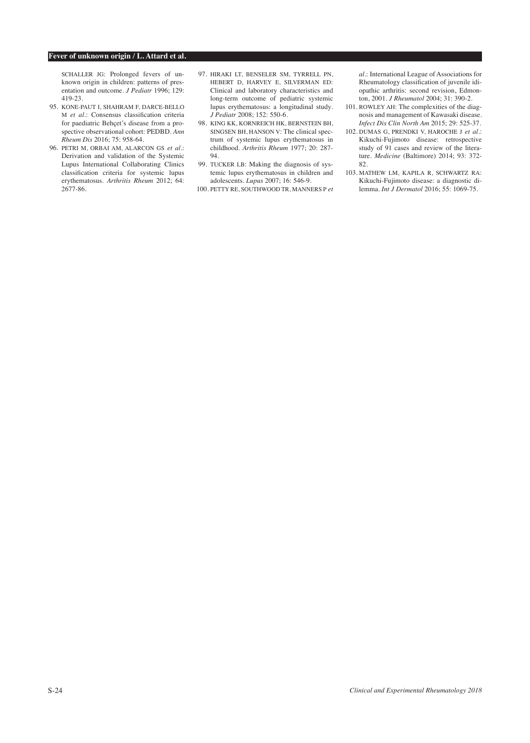SCHALLER JG: Prolonged fevers of unknown origin in children: patterns of presentation and outcome. *J Pediatr* 1996; 129: 419-23.

95. KONE-PAUT I, SHAHRAM F, DARCE-BELLO M *et al.*: Consensus classification criteria for paediatric Behçet's disease from a prospective observational cohort: PEDBD. *Ann Rheum Dis* 2016; 75: 958-64.
96. PETRI M, ORBAI AM, ALARCON GS *et al.*: Derivation and validation of the Systemic Lupus International Collaborating Clinics classification criteria for systemic lupus erythematosus. *Arthritis Rheum* 2012; 64: 2677-86.
97. HIRAKI LT, BENSELER SM, TYRRELL PN, HEBERT D, HARVEY E, SILVERMAN ED: Clinical and laboratory characteristics and long-term outcome of pediatric systemic lupus erythematosus: a longitudinal study. *J Pediatr* 2008; 152: 550-6.
98. KING KK, KORNREICH HK, BERNSTEIN BH, SINGSEN BH, HANSON V: The clinical spectrum of systemic lupus erythematosus in childhood. *Arthritis Rheum* 1977; 20: 287-94.
99. TUCKER LB: Making the diagnosis of systemic lupus erythematosus in children and adolescents. *Lupus* 2007; 16: 546-9.
100. PETTY RE, SOUTHWOOD TR, MANNERS P *et al.*: International League of Associations for Rheumatology classification of juvenile idiopathic arthritis: second revision, Edmonton, 2001. *J Rheumatol* 2004; 31: 390-2.
101. ROWLEY AH: The complexities of the diagnosis and management of Kawasaki disease. *Infect Dis Clin North Am* 2015; 29: 525-37.
102. DUMAS G, PRENDKI V, HAROCHE J *et al.*: Kikuchi-Fujimoto disease: retrospective study of 91 cases and review of the literature. *Medicine* (Baltimore) 2014; 93: 372-82.
103. MATHEW LM, KAPILA R, SCHWARTZ RA: Kikuchi-Fujimoto disease: a diagnostic dilemma. *Int J Dermatol* 2016; 55: 1069-75.